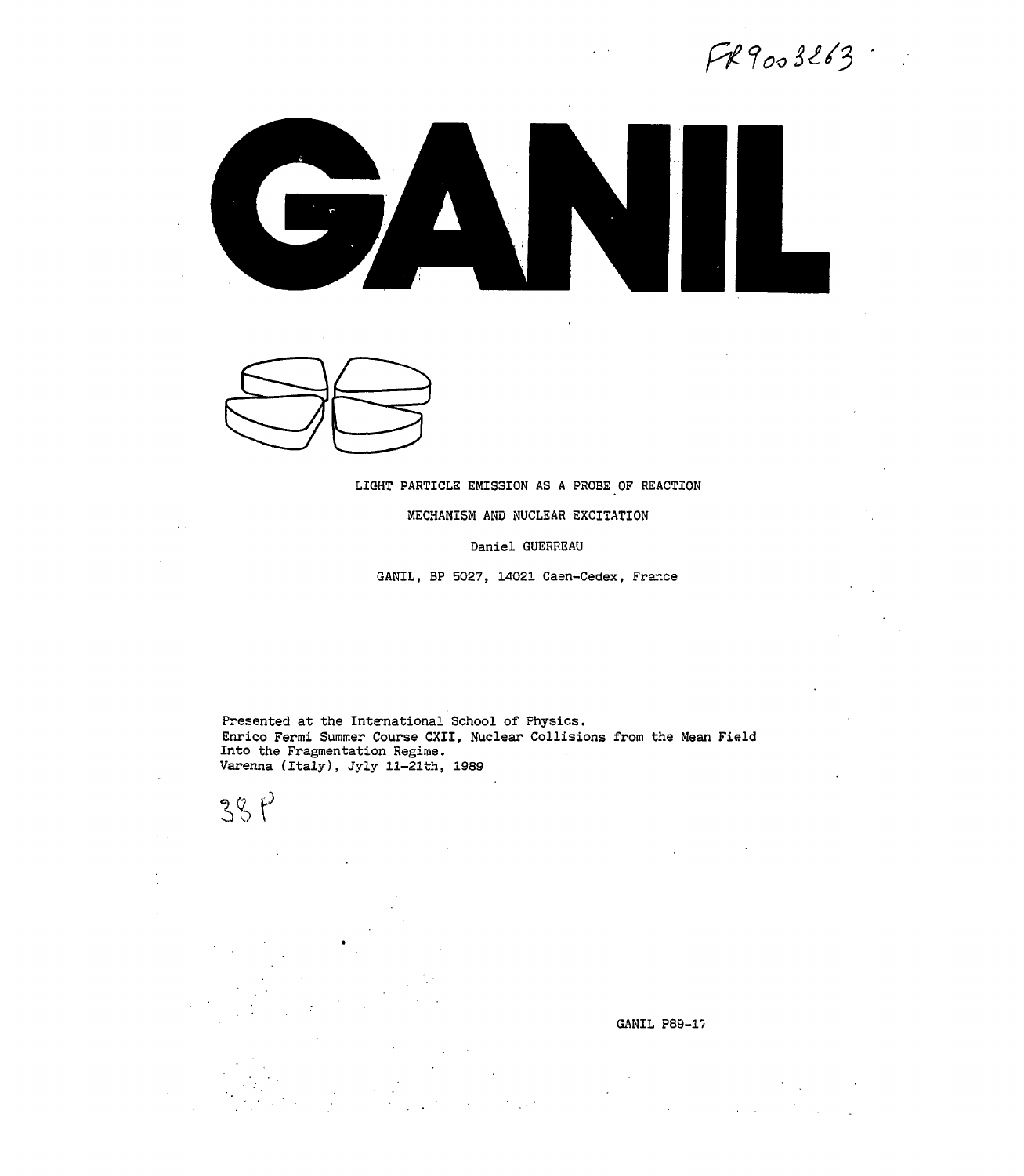FR9003263

# GANIL

LIGHT PARTICLE EMISSION AS A PROBE OF REACTION MECHANISM AND NUCLEAR EXCITATION

Daniel GUERREAU

GANIL, BP 5027, 14021 Caen-Cedex, France

Presented at the International School of Physics.
Enrico Fermi Summer Course CXII, Nuclear Collisions from the Mean Field Into the Fragmentation Regime.
Varenna (Italy), Jyly 11-21th, 1989

38 P

GANIL P89-17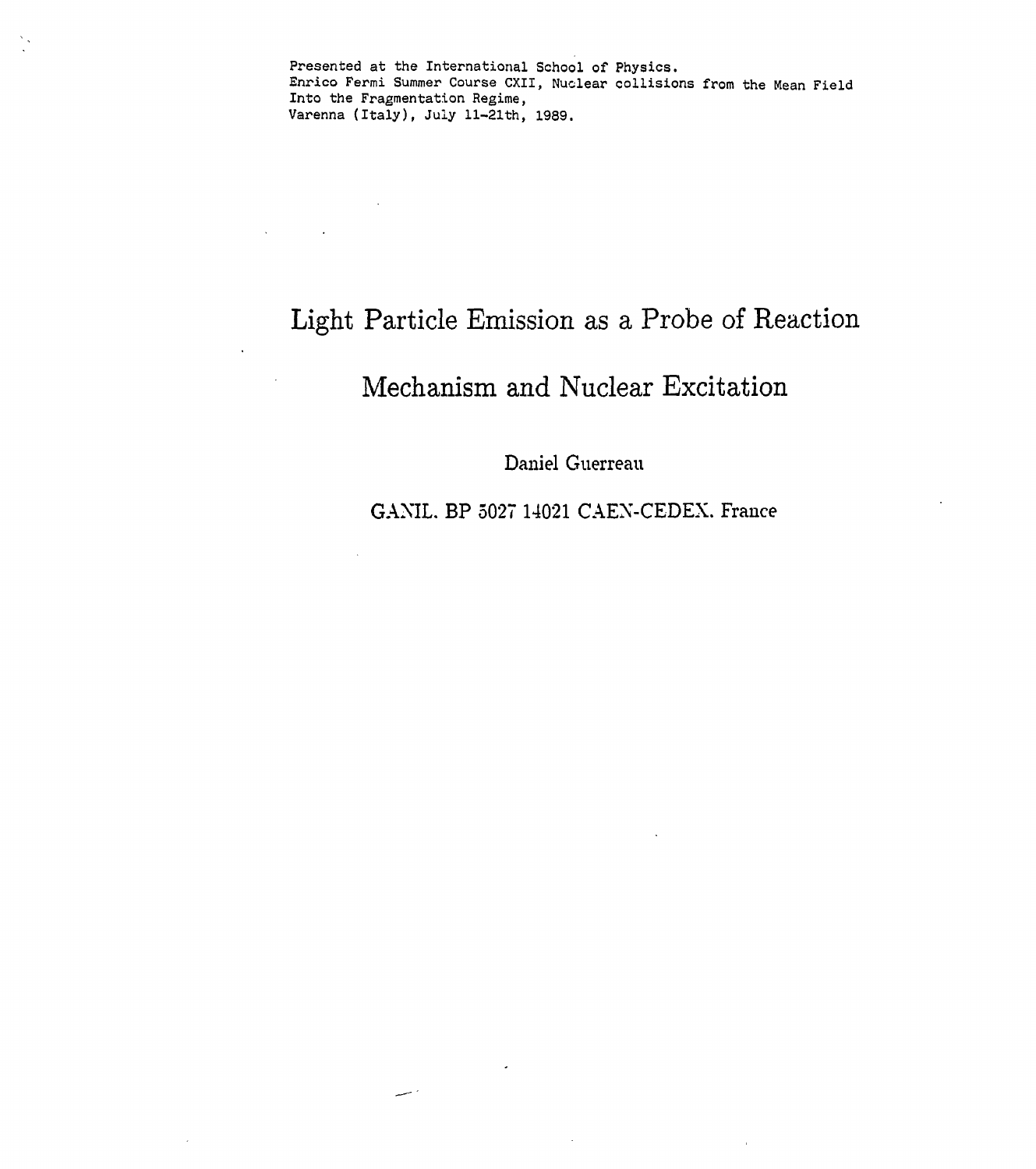Presented at the International School of Physics.
Enrico Fermi Summer Course CXII, Nuclear collisions from the Mean Field Into the Fragmentation Regime,
Varenna (Italy), July 11-21th, 1989.

# Light Particle Emission as a Probe of Reaction Mechanism and Nuclear Excitation

Daniel Guerreau

GANIL. BP 5027 14021 CAEN-CEDEX. France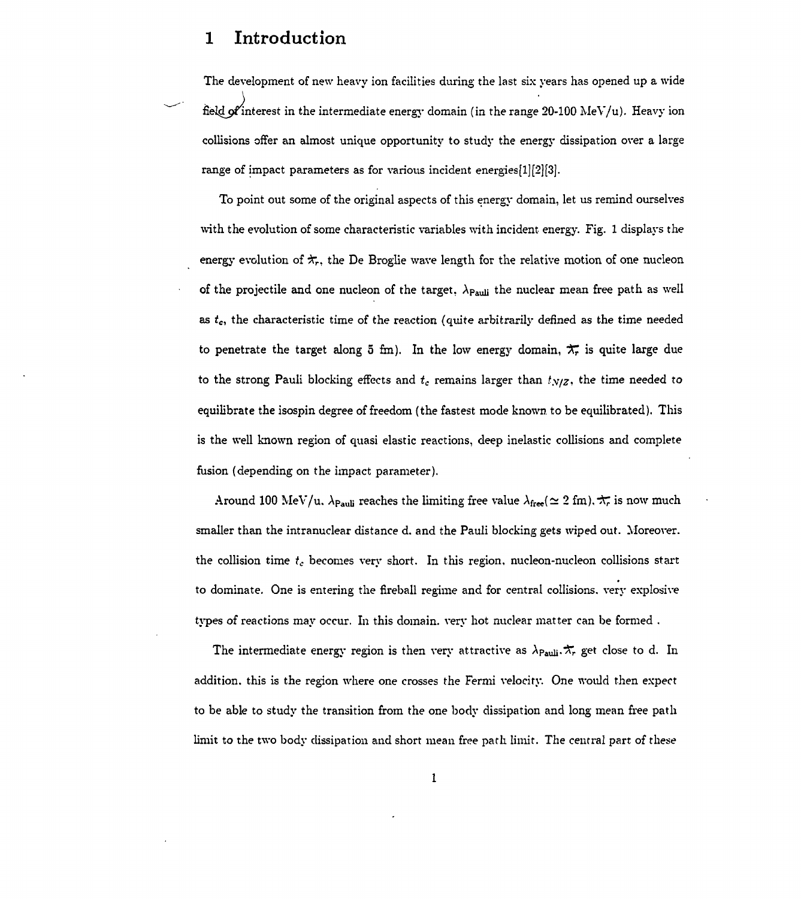# 1 Introduction

The development of new heavy ion facilities during the last six years has opened up a wide field of interest in the intermediate energy domain (in the range 20-100 MeV/u). Heavy ion collisions offer an almost unique opportunity to study the energy dissipation over a large range of impact parameters as for various incident energies[1][2][3].

To point out some of the original aspects of this energy domain, let us remind ourselves with the evolution of some characteristic variables with incident energy. Fig. 1 displays the energy evolution of $\lambda\!\!\!^{-}_r$, the De Broglie wave length for the relative motion of one nucleon of the projectile and one nucleon of the target, $\lambda_{\text{Pauli}}$ the nuclear mean free path as well as $t_c$, the characteristic time of the reaction (quite arbitrarily defined as the time needed to penetrate the target along 5 fm). In the low energy domain, $\lambda\!\!\!^{-}_r$ is quite large due to the strong Pauli blocking effects and $t_c$ remains larger than $t_{N/Z}$, the time needed to equilibrate the isospin degree of freedom (the fastest mode known to be equilibrated). This is the well known region of quasi elastic reactions, deep inelastic collisions and complete fusion (depending on the impact parameter).

Around 100 MeV/u, $\lambda_{\text{Pauli}}$ reaches the limiting free value $\lambda_{\text{free}}(\simeq 2$ fm). $\lambda\!\!\!^{-}_r$ is now much smaller than the intranuclear distance d. and the Pauli blocking gets wiped out. Moreover. the collision time $t_c$ becomes very short. In this region, nucleon-nucleon collisions start to dominate. One is entering the fireball regime and for central collisions. very explosive types of reactions may occur. In this domain. very hot nuclear matter can be formed .

The intermediate energy region is then very attractive as $\lambda_{\text{Pauli}}, \lambda\!\!\!^{-}_r$ get close to d. In addition. this is the region where one crosses the Fermi velocity. One would then expect to be able to study the transition from the one body dissipation and long mean free path limit to the two body dissipation and short mean free path limit. The central part of these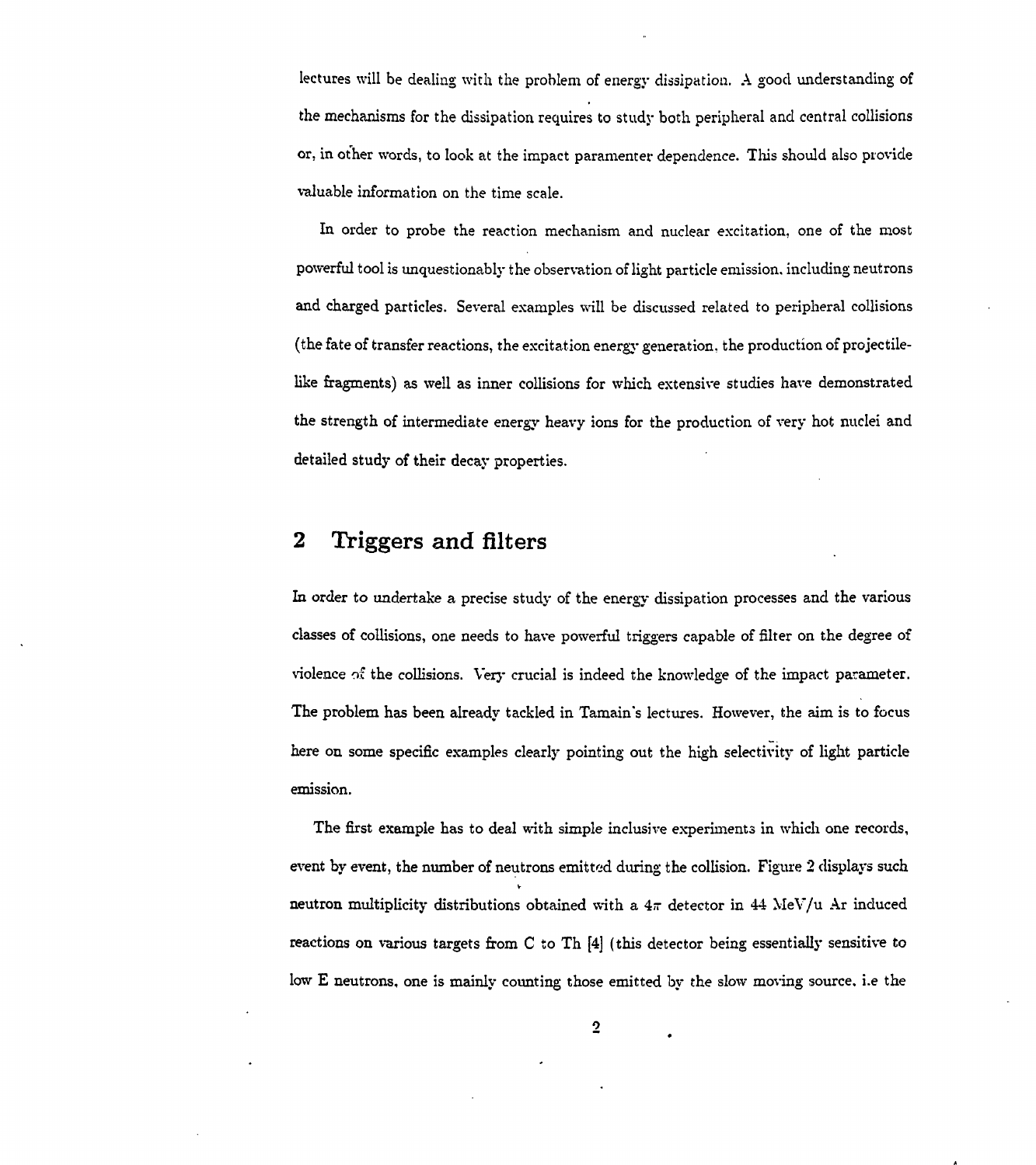lectures will be dealing with the problem of energy dissipation. A good understanding of the mechanisms for the dissipation requires to study both peripheral and central collisions or, in other words, to look at the impact paramenter dependence. This should also provide valuable information on the time scale.

In order to probe the reaction mechanism and nuclear excitation, one of the most powerful tool is unquestionably the observation of light particle emission, including neutrons and charged particles. Several examples will be discussed related to peripheral collisions (the fate of transfer reactions, the excitation energy generation, the production of projectile-like fragments) as well as inner collisions for which extensive studies have demonstrated the strength of intermediate energy heavy ions for the production of very hot nuclei and detailed study of their decay properties.

## 2 Triggers and filters

In order to undertake a precise study of the energy dissipation processes and the various classes of collisions, one needs to have powerful triggers capable of filter on the degree of violence of the collisions. Very crucial is indeed the knowledge of the impact parameter. The problem has been already tackled in Tamain's lectures. However, the aim is to focus here on some specific examples clearly pointing out the high selectivity of light particle emission.

The first example has to deal with simple inclusive experiments in which one records, event by event, the number of neutrons emitted during the collision. Figure 2 displays such neutron multiplicity distributions obtained with a $4\pi$ detector in 44 MeV/u Ar induced reactions on various targets from C to Th [4] (this detector being essentially sensitive to low E neutrons, one is mainly counting those emitted by the slow moving source, i.e the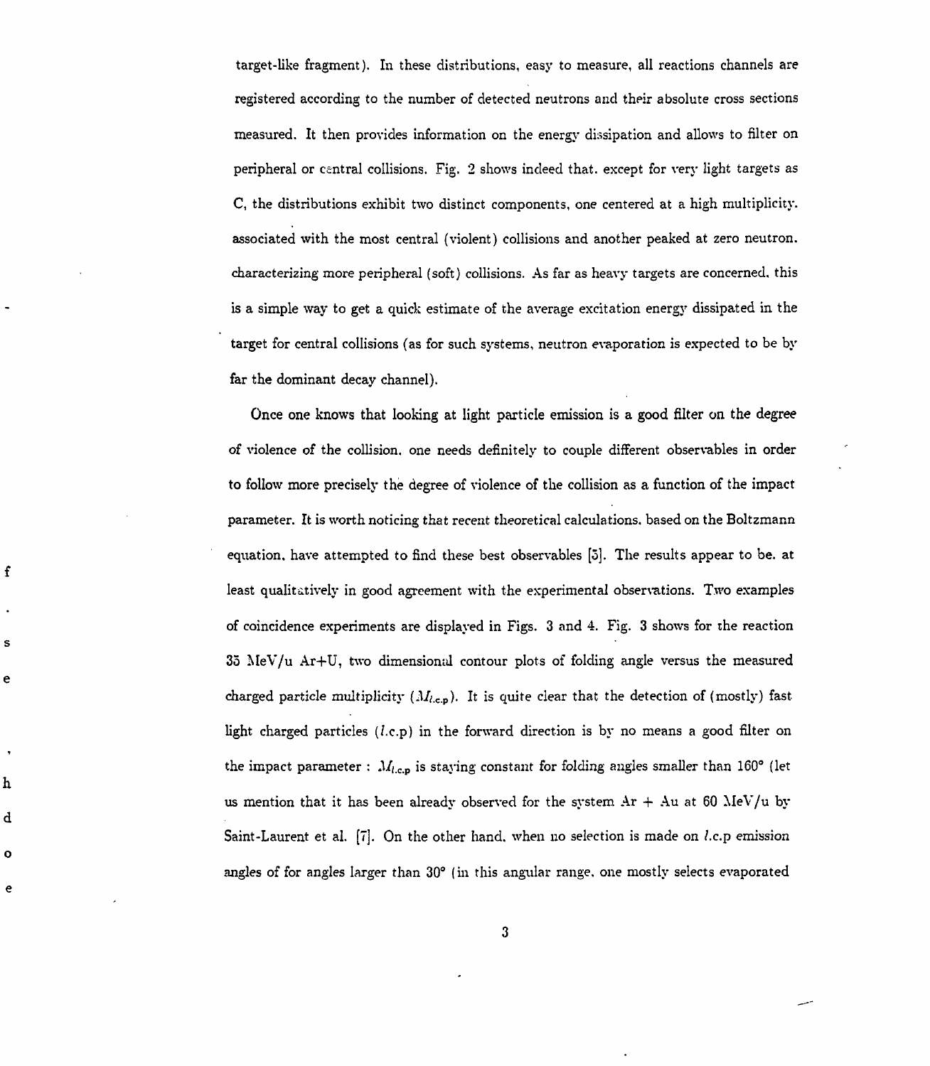target-like fragment). In these distributions, easy to measure, all reactions channels are registered according to the number of detected neutrons and their absolute cross sections measured. It then provides information on the energy dissipation and allows to filter on peripheral or central collisions. Fig. 2 shows indeed that. except for very light targets as C, the distributions exhibit two distinct components, one centered at a high multiplicity. associated with the most central (violent) collisions and another peaked at zero neutron. characterizing more peripheral (soft) collisions. As far as heavy targets are concerned. this is a simple way to get a quick estimate of the average excitation energy dissipated in the target for central collisions (as for such systems, neutron evaporation is expected to be by far the dominant decay channel).

Once one knows that looking at light particle emission is a good filter on the degree of violence of the collision. one needs definitely to couple different observables in order to follow more precisely the degree of violence of the collision as a function of the impact parameter. It is worth noticing that recent theoretical calculations. based on the Boltzmann equation. have attempted to find these best observables [5]. The results appear to be. at least qualitatively in good agreement with the experimental observations. Two examples of coincidence experiments are displayed in Figs. 3 and 4. Fig. 3 shows for the reaction 35 MeV/u Ar+U, two dimensional contour plots of folding angle versus the measured charged particle multiplicity ($M_{l.c.p}$). It is quite clear that the detection of (mostly) fast light charged particles ($l$.c.p) in the forward direction is by no means a good filter on the impact parameter : $M_{l.c.p}$ is staying constant for folding angles smaller than 160° (let us mention that it has been already observed for the system Ar + Au at 60 MeV/u by Saint-Laurent et al. [7]. On the other hand. when no selection is made on $l$.c.p emission angles of for angles larger than 30° (in this angular range. one mostly selects evaporated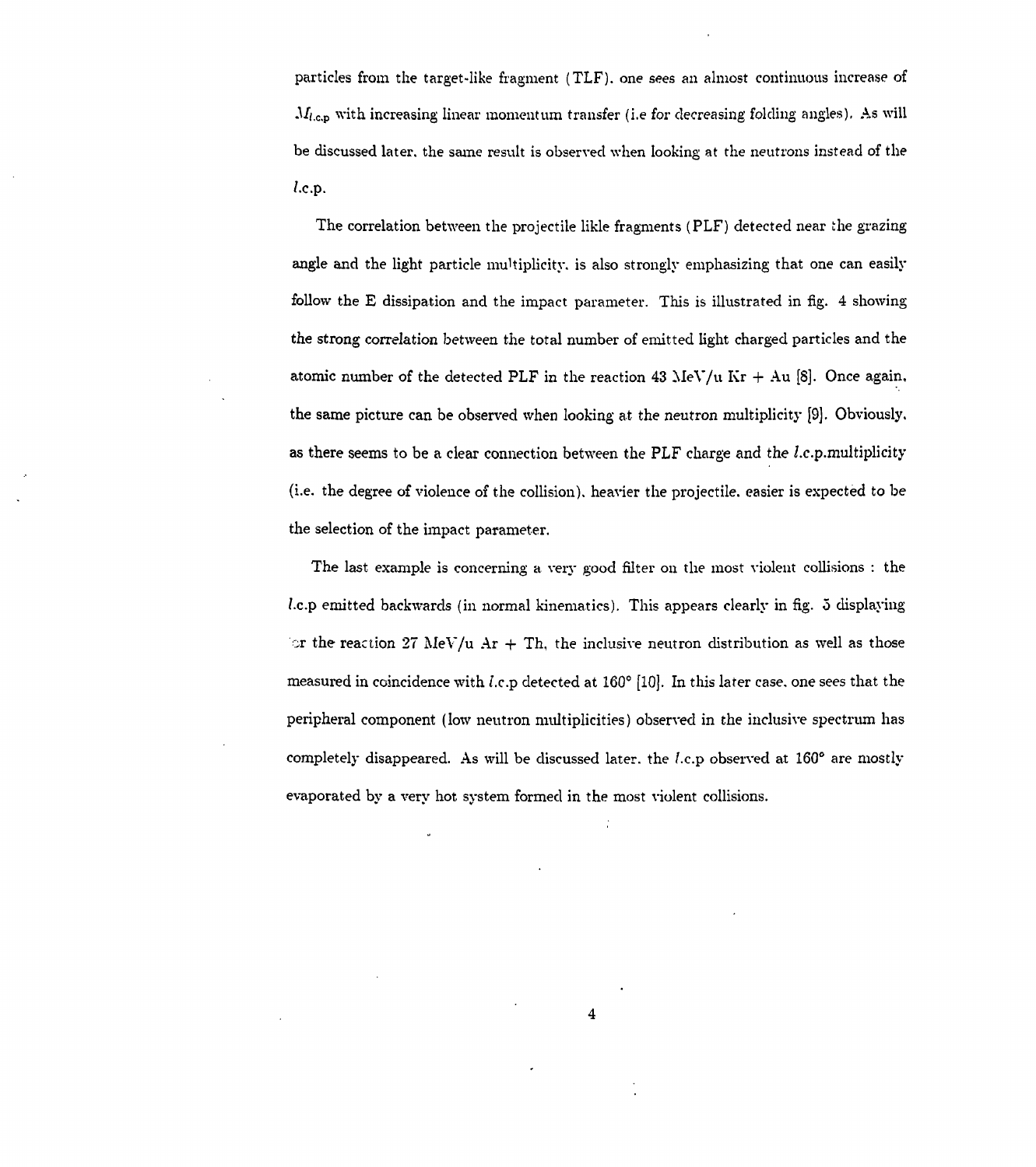particles from the target-like fragment (TLF). one sees an almost continuous increase of $M_{l.c.p}$ with increasing linear momentum transfer (i.e for decreasing folding angles). As will be discussed later. the same result is observed when looking at the neutrons instead of the $l$.c.p.

The correlation between the projectile likle fragments (PLF) detected near the grazing angle and the light particle multiplicity. is also strongly emphasizing that one can easily follow the E dissipation and the impact parameter. This is illustrated in fig. 4 showing the strong correlation between the total number of emitted light charged particles and the atomic number of the detected PLF in the reaction 43 MeV/u Kr + Au [8]. Once again, the same picture can be observed when looking at the neutron multiplicity [9]. Obviously, as there seems to be a clear connection between the PLF charge and the $l$.c.p.multiplicity (i.e. the degree of violence of the collision). heavier the projectile. easier is expected to be the selection of the impact parameter.

The last example is concerning a very good filter on the most violent collisions : the $l$.c.p emitted backwards (in normal kinematics). This appears clearly in fig. 5 displaying for the reaction 27 MeV/u Ar + Th, the inclusive neutron distribution as well as those measured in coincidence with $l$.c.p detected at 160° [10]. In this later case. one sees that the peripheral component (low neutron multiplicities) observed in the inclusive spectrum has completely disappeared. As will be discussed later. the $l$.c.p observed at 160° are mostly evaporated by a very hot system formed in the most violent collisions.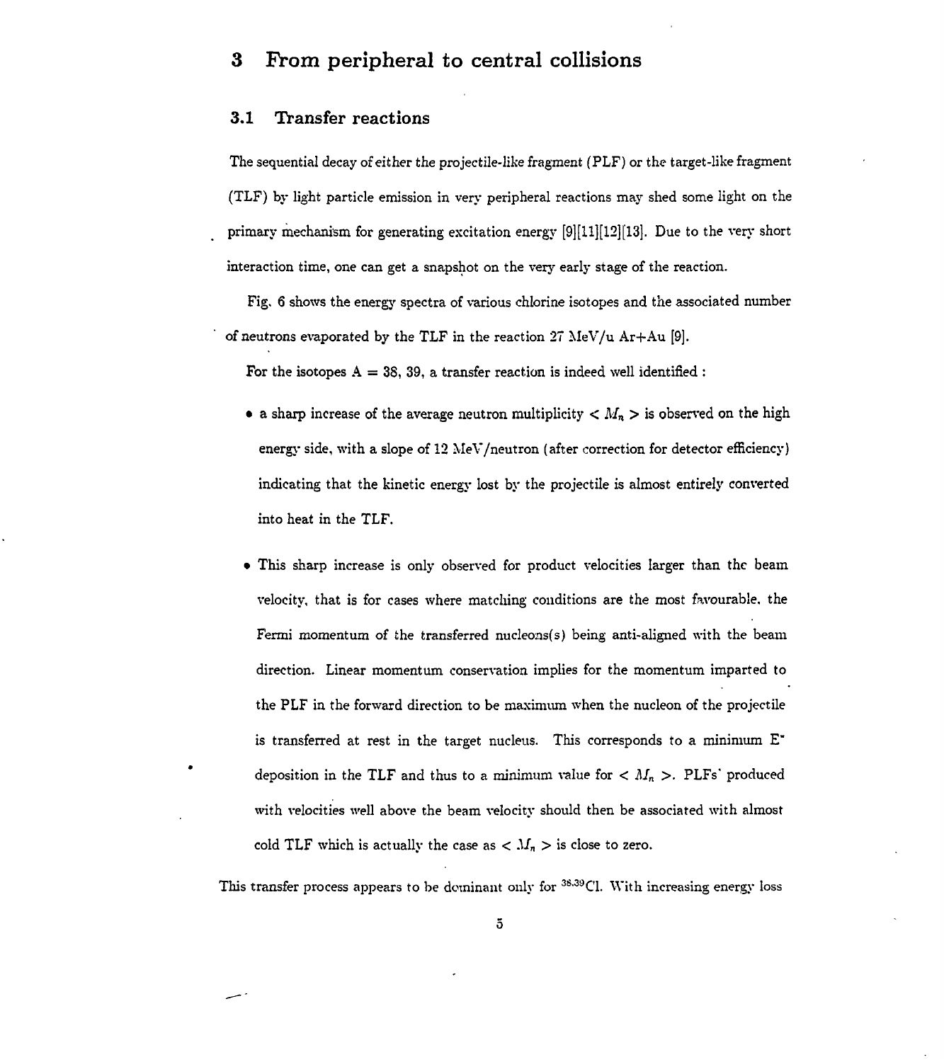# 3 From peripheral to central collisions

## 3.1 Transfer reactions

The sequential decay of either the projectile-like fragment (PLF) or the target-like fragment (TLF) by light particle emission in very peripheral reactions may shed some light on the primary mechanism for generating excitation energy [9][11][12][13]. Due to the very short interaction time, one can get a snapshot on the very early stage of the reaction.

Fig. 6 shows the energy spectra of various chlorine isotopes and the associated number of neutrons evaporated by the TLF in the reaction 27 MeV/u Ar+Au [9].

For the isotopes A = 38, 39, a transfer reaction is indeed well identified :

- a sharp increase of the average neutron multiplicity $< M_n >$ is observed on the high energy side, with a slope of 12 MeV/neutron (after correction for detector efficiency) indicating that the kinetic energy lost by the projectile is almost entirely converted into heat in the TLF.
- This sharp increase is only observed for product velocities larger than the beam velocity, that is for cases where matching conditions are the most favourable, the Fermi momentum of the transferred nucleons(s) being anti-aligned with the beam direction. Linear momentum conservation implies for the momentum imparted to the PLF in the forward direction to be maximum when the nucleon of the projectile is transferred at rest in the target nucleus. This corresponds to a minimum $E^*$ deposition in the TLF and thus to a minimum value for $< M_n >$. PLFs' produced with velocities well above the beam velocity should then be associated with almost cold TLF which is actually the case as $< M_n >$ is close to zero.

This transfer process appears to be dominant only for $^{38,39}$Cl. With increasing energy loss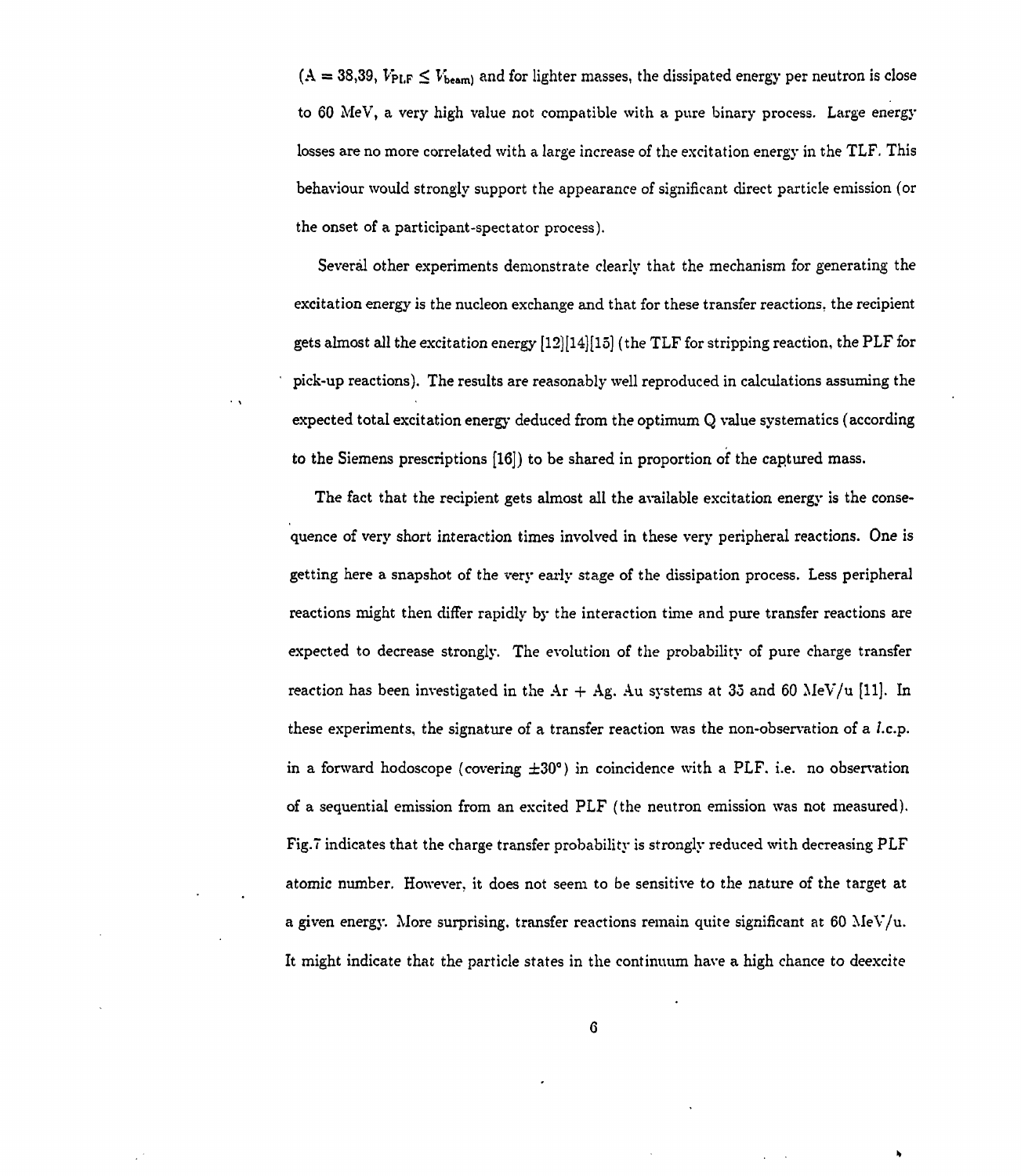($A = 38{,}39$, $V_{PLF} \leq V_{beam}$) and for lighter masses, the dissipated energy per neutron is close to 60 MeV, a very high value not compatible with a pure binary process. Large energy losses are no more correlated with a large increase of the excitation energy in the TLF. This behaviour would strongly support the appearance of significant direct particle emission (or the onset of a participant-spectator process).

Several other experiments demonstrate clearly that the mechanism for generating the excitation energy is the nucleon exchange and that for these transfer reactions, the recipient gets almost all the excitation energy [12][14][15] (the TLF for stripping reaction, the PLF for pick-up reactions). The results are reasonably well reproduced in calculations assuming the expected total excitation energy deduced from the optimum Q value systematics (according to the Siemens prescriptions [16]) to be shared in proportion of the captured mass.

The fact that the recipient gets almost all the available excitation energy is the consequence of very short interaction times involved in these very peripheral reactions. One is getting here a snapshot of the very early stage of the dissipation process. Less peripheral reactions might then differ rapidly by the interaction time and pure transfer reactions are expected to decrease strongly. The evolution of the probability of pure charge transfer reaction has been investigated in the Ar + Ag, Au systems at 35 and 60 MeV/u [11]. In these experiments, the signature of a transfer reaction was the non-observation of a *l.c.p.* in a forward hodoscope (covering $\pm 30°$) in coincidence with a PLF, i.e. no observation of a sequential emission from an excited PLF (the neutron emission was not measured). Fig.7 indicates that the charge transfer probability is strongly reduced with decreasing PLF atomic number. However, it does not seem to be sensitive to the nature of the target at a given energy. More surprising, transfer reactions remain quite significant at 60 MeV/u. It might indicate that the particle states in the continuum have a high chance to deexcite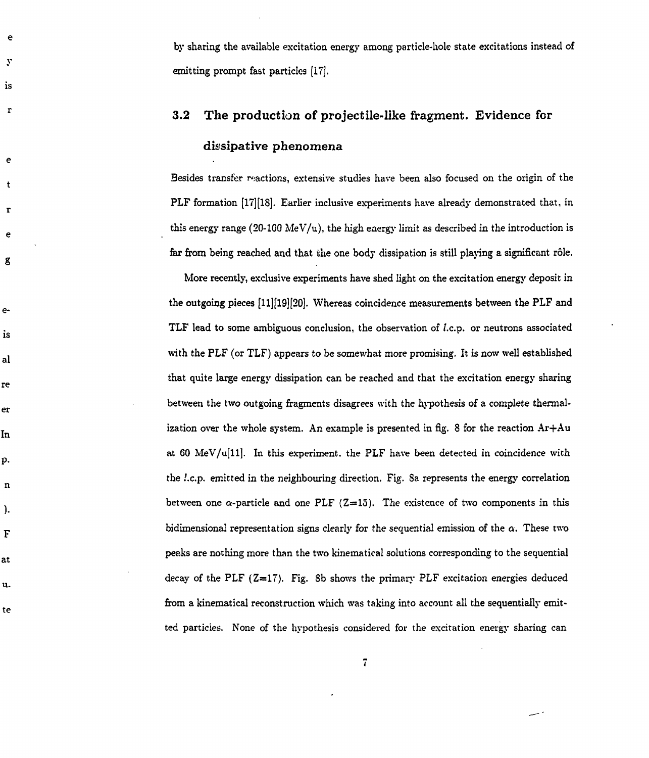by sharing the available excitation energy among particle-hole state excitations instead of emitting prompt fast particles [17].

### 3.2 The production of projectile-like fragment. Evidence for dissipative phenomena

Besides transfer reactions, extensive studies have been also focused on the origin of the PLF formation [17][18]. Earlier inclusive experiments have already demonstrated that, in this energy range (20-100 MeV/u), the high energy limit as described in the introduction is far from being reached and that the one body dissipation is still playing a significant rôle.

More recently, exclusive experiments have shed light on the excitation energy deposit in the outgoing pieces [11][19][20]. Whereas coincidence measurements between the PLF and TLF lead to some ambiguous conclusion, the observation of *l*.c.p. or neutrons associated with the PLF (or TLF) appears to be somewhat more promising. It is now well established that quite large energy dissipation can be reached and that the excitation energy sharing between the two outgoing fragments disagrees with the hypothesis of a complete thermalization over the whole system. An example is presented in fig. 8 for the reaction Ar+Au at 60 MeV/u[11]. In this experiment. the PLF have been detected in coincidence with the *l*.c.p. emitted in the neighbouring direction. Fig. 8a represents the energy correlation between one $\alpha$-particle and one PLF (Z=15). The existence of two components in this bidimensional representation signs clearly for the sequential emission of the $\alpha$. These two peaks are nothing more than the two kinematical solutions corresponding to the sequential decay of the PLF (Z=17). Fig. 8b shows the primary PLF excitation energies deduced from a kinematical reconstruction which was taking into account all the sequentially emitted particles. None of the hypothesis considered for the excitation energy sharing can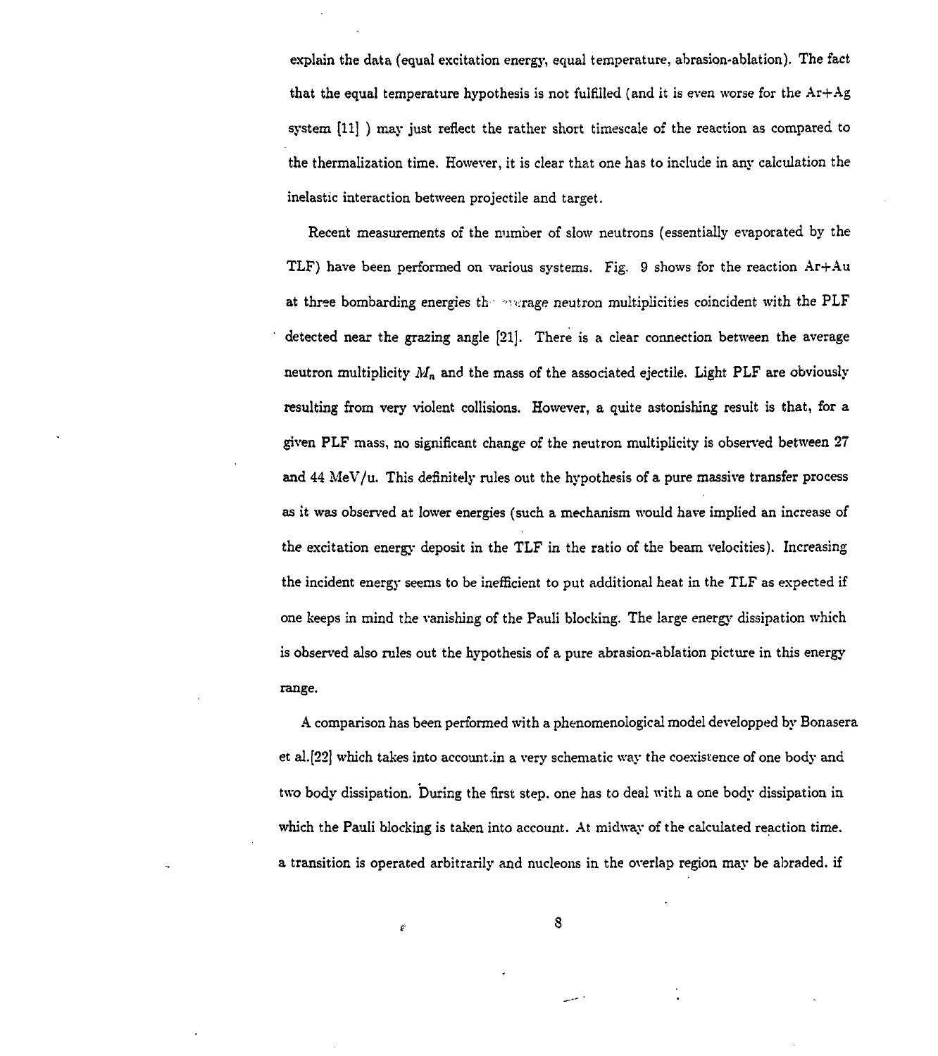explain the data (equal excitation energy, equal temperature, abrasion-ablation). The fact that the equal temperature hypothesis is not fulfilled (and it is even worse for the Ar+Ag system [11] ) may just reflect the rather short timescale of the reaction as compared to the thermalization time. However, it is clear that one has to include in any calculation the inelastic interaction between projectile and target.

Recent measurements of the number of slow neutrons (essentially evaporated by the TLF) have been performed on various systems. Fig. 9 shows for the reaction Ar+Au at three bombarding energies the average neutron multiplicities coincident with the PLF detected near the grazing angle [21]. There is a clear connection between the average neutron multiplicity $M_n$ and the mass of the associated ejectile. Light PLF are obviously resulting from very violent collisions. However, a quite astonishing result is that, for a given PLF mass, no significant change of the neutron multiplicity is observed between 27 and 44 MeV/u. This definitely rules out the hypothesis of a pure massive transfer process as it was observed at lower energies (such a mechanism would have implied an increase of the excitation energy deposit in the TLF in the ratio of the beam velocities). Increasing the incident energy seems to be inefficient to put additional heat in the TLF as expected if one keeps in mind the vanishing of the Pauli blocking. The large energy dissipation which is observed also rules out the hypothesis of a pure abrasion-ablation picture in this energy range.

A comparison has been performed with a phenomenological model developped by Bonasera et al.[22] which takes into account in a very schematic way the coexistence of one body and two body dissipation. During the first step, one has to deal with a one body dissipation in which the Pauli blocking is taken into account. At midway of the calculated reaction time, a transition is operated arbitrarily and nucleons in the overlap region may be abraded, if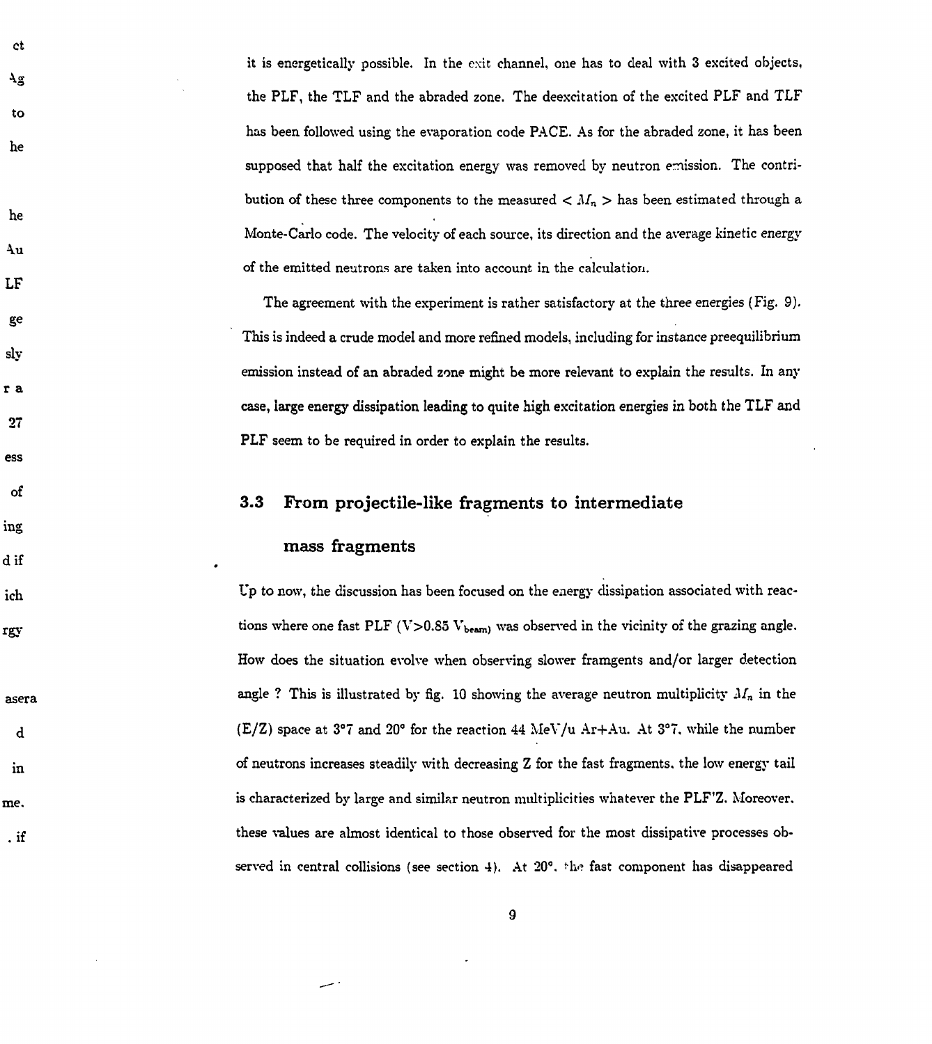it is energetically possible. In the exit channel, one has to deal with 3 excited objects, the PLF, the TLF and the abraded zone. The deexcitation of the excited PLF and TLF has been followed using the evaporation code PACE. As for the abraded zone, it has been supposed that half the excitation energy was removed by neutron emission. The contribution of these three components to the measured $< M_n >$ has been estimated through a Monte-Carlo code. The velocity of each source, its direction and the average kinetic energy of the emitted neutrons are taken into account in the calculation.

The agreement with the experiment is rather satisfactory at the three energies (Fig. 9). This is indeed a crude model and more refined models, including for instance preequilibrium emission instead of an abraded zone might be more relevant to explain the results. In any case, large energy dissipation leading to quite high excitation energies in both the TLF and PLF seem to be required in order to explain the results.

### 3.3 From projectile-like fragments to intermediate mass fragments

Up to now, the discussion has been focused on the energy dissipation associated with reactions where one fast PLF ($V>0.85\ V_{beam}$) was observed in the vicinity of the grazing angle. How does the situation evolve when observing slower framgents and/or larger detection angle ? This is illustrated by fig. 10 showing the average neutron multiplicity $M_n$ in the (E/Z) space at 3°7 and 20° for the reaction 44 MeV/u Ar+Au. At 3°7, while the number of neutrons increases steadily with decreasing Z for the fast fragments, the low energy tail is characterized by large and similar neutron multiplicities whatever the PLF'Z. Moreover, these values are almost identical to those observed for the most dissipative processes observed in central collisions (see section 4). At 20°, the fast component has disappeared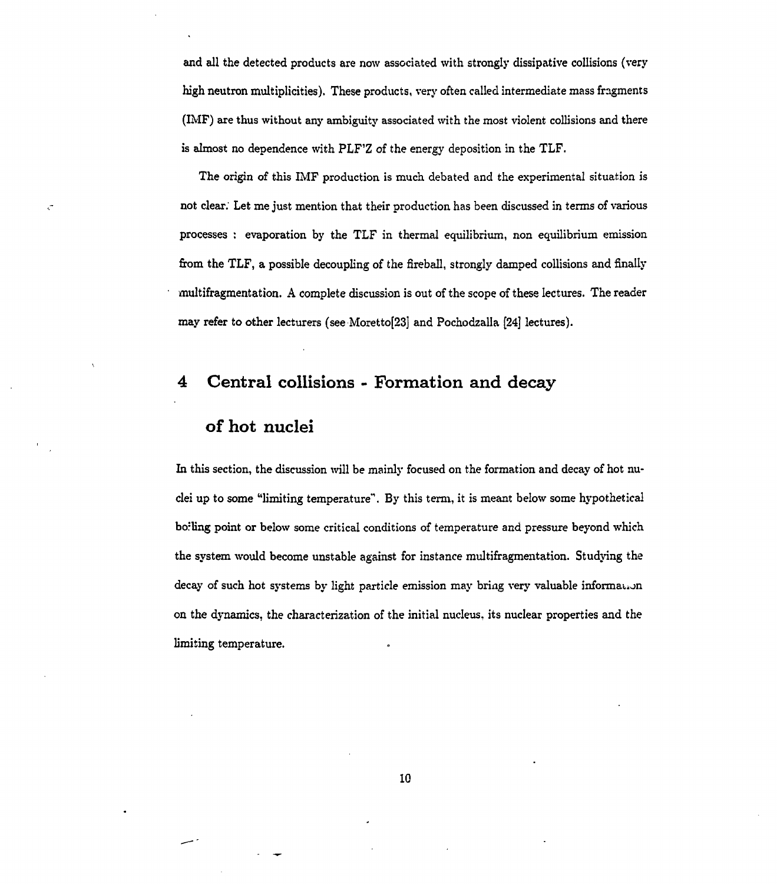and all the detected products are now associated with strongly dissipative collisions (very high neutron multiplicities). These products, very often called intermediate mass fragments (IMF) are thus without any ambiguity associated with the most violent collisions and there is almost no dependence with PLF'Z of the energy deposition in the TLF.

The origin of this IMF production is much debated and the experimental situation is not clear. Let me just mention that their production has been discussed in terms of various processes : evaporation by the TLF in thermal equilibrium, non equilibrium emission from the TLF, a possible decoupling of the fireball, strongly damped collisions and finally multifragmentation. A complete discussion is out of the scope of these lectures. The reader may refer to other lecturers (see Moretto[23] and Pochodzalla [24] lectures).

# 4 Central collisions - Formation and decay of hot nuclei

In this section, the discussion will be mainly focused on the formation and decay of hot nuclei up to some "limiting temperature". By this term, it is meant below some hypothetical boiling point or below some critical conditions of temperature and pressure beyond which the system would become unstable against for instance multifragmentation. Studying the decay of such hot systems by light particle emission may bring very valuable information on the dynamics, the characterization of the initial nucleus, its nuclear properties and the limiting temperature.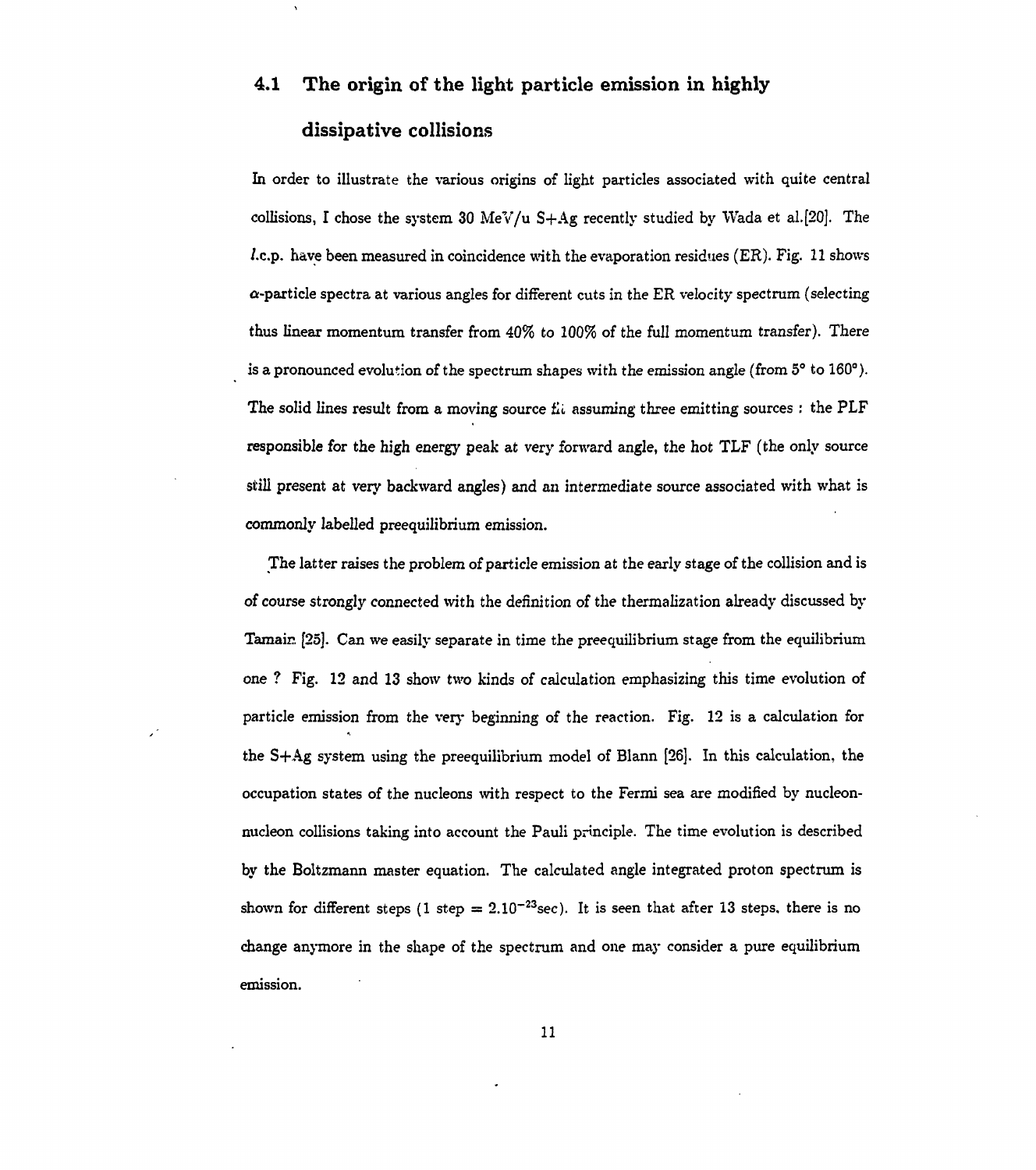### 4.1 The origin of the light particle emission in highly dissipative collisions

In order to illustrate the various origins of light particles associated with quite central collisions, I chose the system 30 MeV/u S+Ag recently studied by Wada et al.[20]. The l.c.p. have been measured in coincidence with the evaporation residues (ER). Fig. 11 shows $\alpha$-particle spectra at various angles for different cuts in the ER velocity spectrum (selecting thus linear momentum transfer from 40% to 100% of the full momentum transfer). There is a pronounced evolution of the spectrum shapes with the emission angle (from 5° to 160°). The solid lines result from a moving source fit assuming three emitting sources : the PLF responsible for the high energy peak at very forward angle, the hot TLF (the only source still present at very backward angles) and an intermediate source associated with what is commonly labelled preequilibrium emission.

The latter raises the problem of particle emission at the early stage of the collision and is of course strongly connected with the definition of the thermalization already discussed by Tamain [25]. Can we easily separate in time the preequilibrium stage from the equilibrium one ? Fig. 12 and 13 show two kinds of calculation emphasizing this time evolution of particle emission from the very beginning of the reaction. Fig. 12 is a calculation for the S+Ag system using the preequilibrium model of Blann [26]. In this calculation, the occupation states of the nucleons with respect to the Fermi sea are modified by nucleon-nucleon collisions taking into account the Pauli principle. The time evolution is described by the Boltzmann master equation. The calculated angle integrated proton spectrum is shown for different steps (1 step = $2.10^{-23}$sec). It is seen that after 13 steps, there is no change anymore in the shape of the spectrum and one may consider a pure equilibrium emission.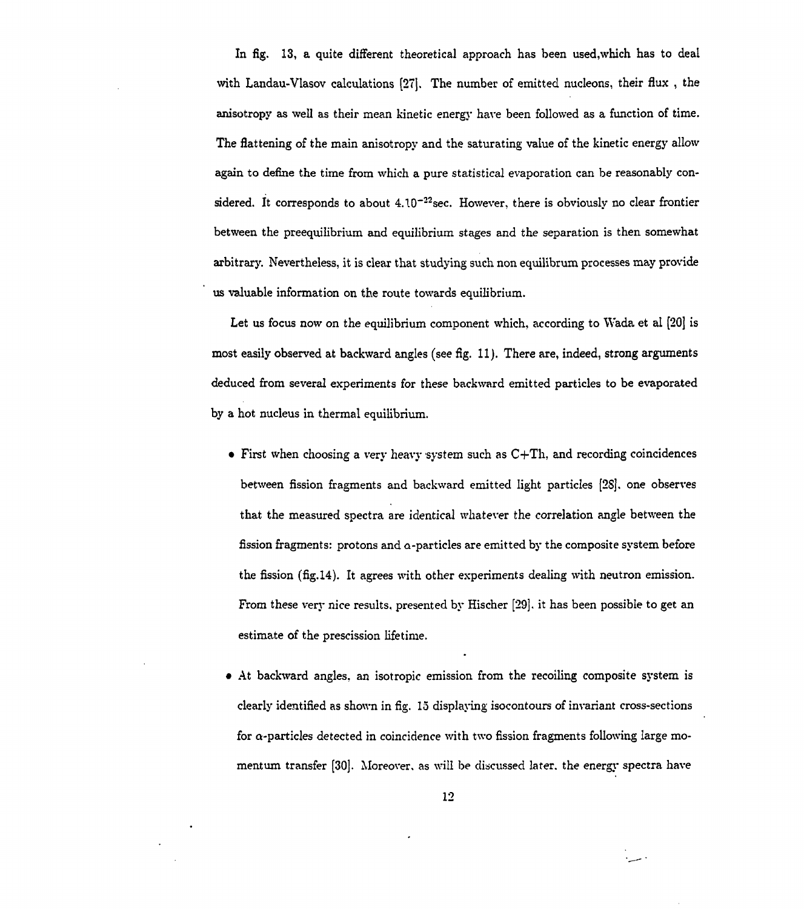In fig. 13, a quite different theoretical approach has been used,which has to deal with Landau-Vlasov calculations [27]. The number of emitted nucleons, their flux , the anisotropy as well as their mean kinetic energy have been followed as a function of time. The flattening of the main anisotropy and the saturating value of the kinetic energy allow again to define the time from which a pure statistical evaporation can be reasonably considered. It corresponds to about $4.10^{-22}$sec. However, there is obviously no clear frontier between the preequilibrium and equilibrium stages and the separation is then somewhat arbitrary. Nevertheless, it is clear that studying such non equilibrum processes may provide us valuable information on the route towards equilibrium.

Let us focus now on the equilibrium component which, according to Wada et al [20] is most easily observed at backward angles (see fig. 11). There are, indeed, strong arguments deduced from several experiments for these backward emitted particles to be evaporated by a hot nucleus in thermal equilibrium.

- First when choosing a very heavy system such as C+Th, and recording coincidences between fission fragments and backward emitted light particles [28], one observes that the measured spectra are identical whatever the correlation angle between the fission fragments: protons and $\alpha$-particles are emitted by the composite system before the fission (fig.14). It agrees with other experiments dealing with neutron emission. From these very nice results, presented by Hischer [29], it has been possible to get an estimate of the prescission lifetime.
- At backward angles, an isotropic emission from the recoiling composite system is clearly identified as shown in fig. 15 displaying isocontours of invariant cross-sections for $\alpha$-particles detected in coincidence with two fission fragments following large momentum transfer [30]. Moreover, as will be discussed later, the energy spectra have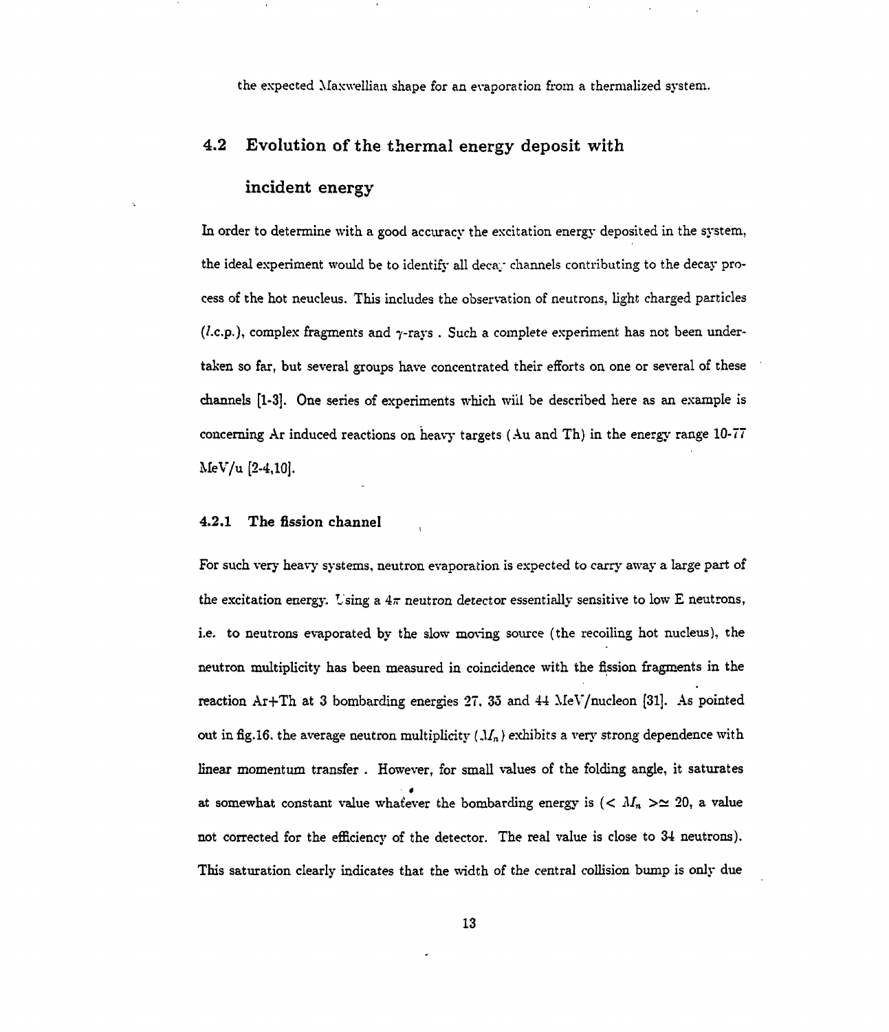the expected Maxwellian shape for an evaporation from a thermalized system.

## 4.2 Evolution of the thermal energy deposit with incident energy

In order to determine with a good accuracy the excitation energy deposited in the system, the ideal experiment would be to identify all decay channels contributing to the decay process of the hot neucleus. This includes the observation of neutrons, light charged particles (*l*.c.p.), complex fragments and $\gamma$-rays . Such a complete experiment has not been undertaken so far, but several groups have concentrated their efforts on one or several of these channels [1-3]. One series of experiments which will be described here as an example is concerning Ar induced reactions on heavy targets (Au and Th) in the energy range 10-77 MeV/u [2-4,10].

### 4.2.1 The fission channel

For such very heavy systems, neutron evaporation is expected to carry away a large part of the excitation energy. Using a $4\pi$ neutron detector essentially sensitive to low E neutrons, i.e. to neutrons evaporated by the slow moving source (the recoiling hot nucleus), the neutron multiplicity has been measured in coincidence with the fission fragments in the reaction Ar+Th at 3 bombarding energies 27, 35 and 44 MeV/nucleon [31]. As pointed out in fig.16. the average neutron multiplicity $(M_n)$ exhibits a very strong dependence with linear momentum transfer . However, for small values of the folding angle, it saturates at somewhat constant value whatever the bombarding energy is ($< M_n > \simeq 20$, a value not corrected for the efficiency of the detector. The real value is close to 34 neutrons). This saturation clearly indicates that the width of the central collision bump is only due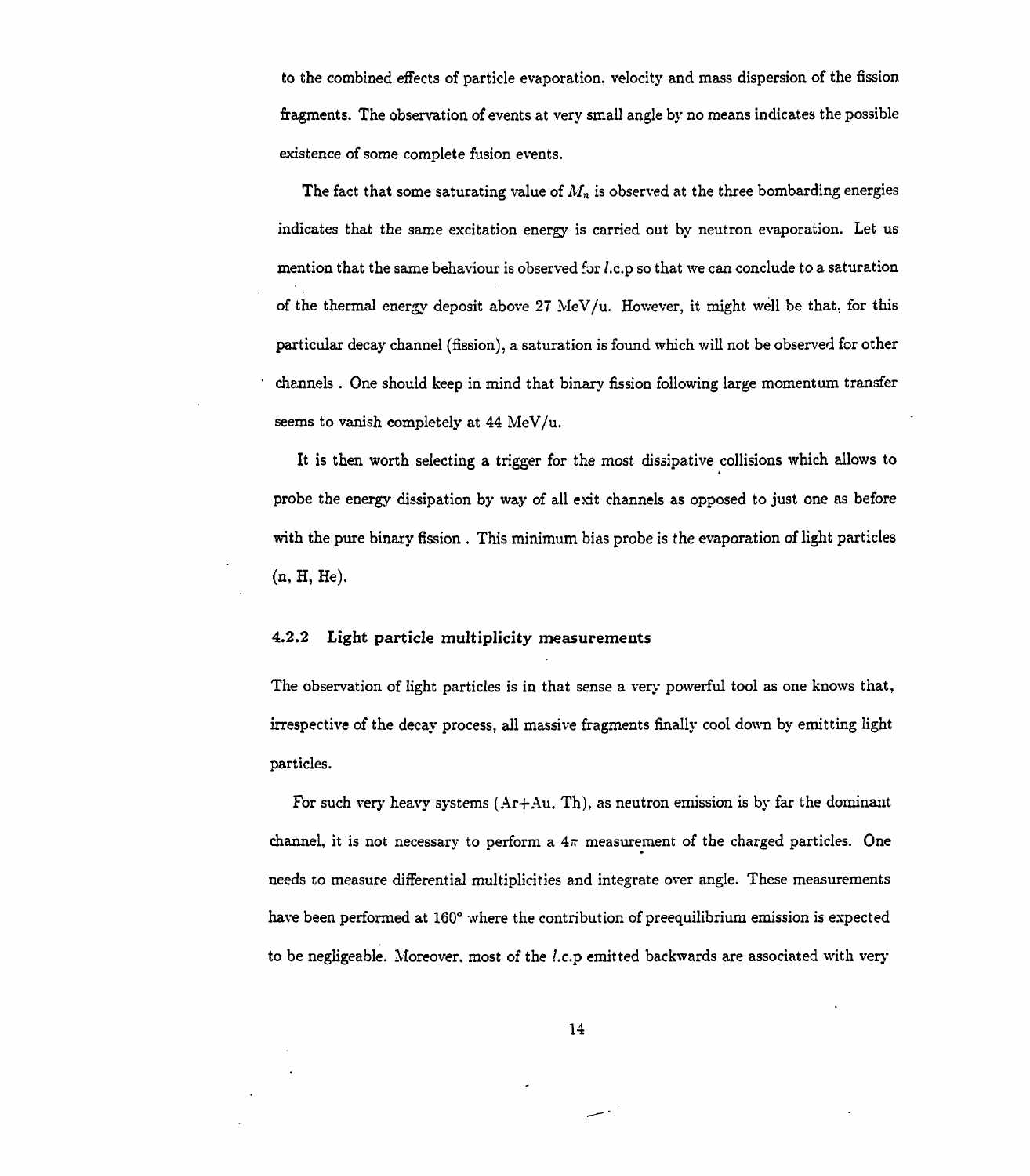to the combined effects of particle evaporation, velocity and mass dispersion of the fission fragments. The observation of events at very small angle by no means indicates the possible existence of some complete fusion events.

The fact that some saturating value of $M_n$ is observed at the three bombarding energies indicates that the same excitation energy is carried out by neutron evaporation. Let us mention that the same behaviour is observed for *l*.c.p so that we can conclude to a saturation of the thermal energy deposit above 27 MeV/u. However, it might well be that, for this particular decay channel (fission), a saturation is found which will not be observed for other channels . One should keep in mind that binary fission following large momentum transfer seems to vanish completely at 44 MeV/u.

It is then worth selecting a trigger for the most dissipative collisions which allows to probe the energy dissipation by way of all exit channels as opposed to just one as before with the pure binary fission . This minimum bias probe is the evaporation of light particles (n, H, He).

### 4.2.2 Light particle multiplicity measurements

The observation of light particles is in that sense a very powerful tool as one knows that, irrespective of the decay process, all massive fragments finally cool down by emitting light particles.

For such very heavy systems (Ar+Au, Th), as neutron emission is by far the dominant channel, it is not necessary to perform a $4\pi$ measurement of the charged particles. One needs to measure differential multiplicities and integrate over angle. These measurements have been performed at 160° where the contribution of preequilibrium emission is expected to be negligeable. Moreover, most of the *l*.c.p emitted backwards are associated with very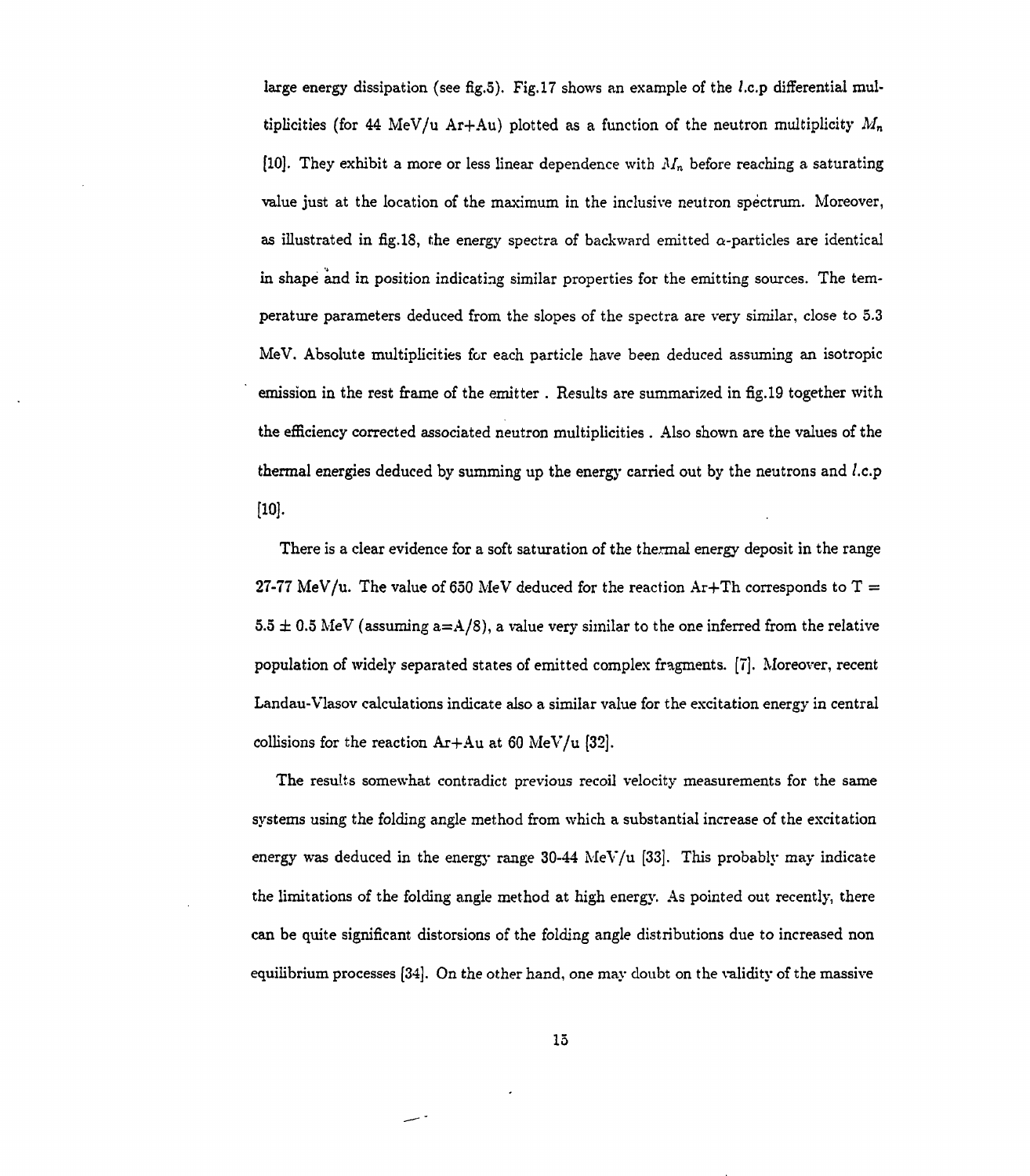large energy dissipation (see fig.5). Fig.17 shows an example of the $l$.c.p differential multiplicities (for 44 MeV/u Ar+Au) plotted as a function of the neutron multiplicity $M_n$ [10]. They exhibit a more or less linear dependence with $M_n$ before reaching a saturating value just at the location of the maximum in the inclusive neutron spectrum. Moreover, as illustrated in fig.18, the energy spectra of backward emitted $\alpha$-particles are identical in shape and in position indicating similar properties for the emitting sources. The temperature parameters deduced from the slopes of the spectra are very similar, close to 5.3 MeV. Absolute multiplicities for each particle have been deduced assuming an isotropic emission in the rest frame of the emitter . Results are summarized in fig.19 together with the efficiency corrected associated neutron multiplicities . Also shown are the values of the thermal energies deduced by summing up the energy carried out by the neutrons and $l$.c.p [10].

There is a clear evidence for a soft saturation of the thermal energy deposit in the range 27-77 MeV/u. The value of 650 MeV deduced for the reaction Ar+Th corresponds to T = 5.5 $\pm$ 0.5 MeV (assuming a=A/8), a value very similar to the one inferred from the relative population of widely separated states of emitted complex fragments. [7]. Moreover, recent Landau-Vlasov calculations indicate also a similar value for the excitation energy in central collisions for the reaction Ar+Au at 60 MeV/u [32].

The results somewhat contradict previous recoil velocity measurements for the same systems using the folding angle method from which a substantial increase of the excitation energy was deduced in the energy range 30-44 MeV/u [33]. This probably may indicate the limitations of the folding angle method at high energy. As pointed out recently, there can be quite significant distorsions of the folding angle distributions due to increased non equilibrium processes [34]. On the other hand, one may doubt on the validity of the massive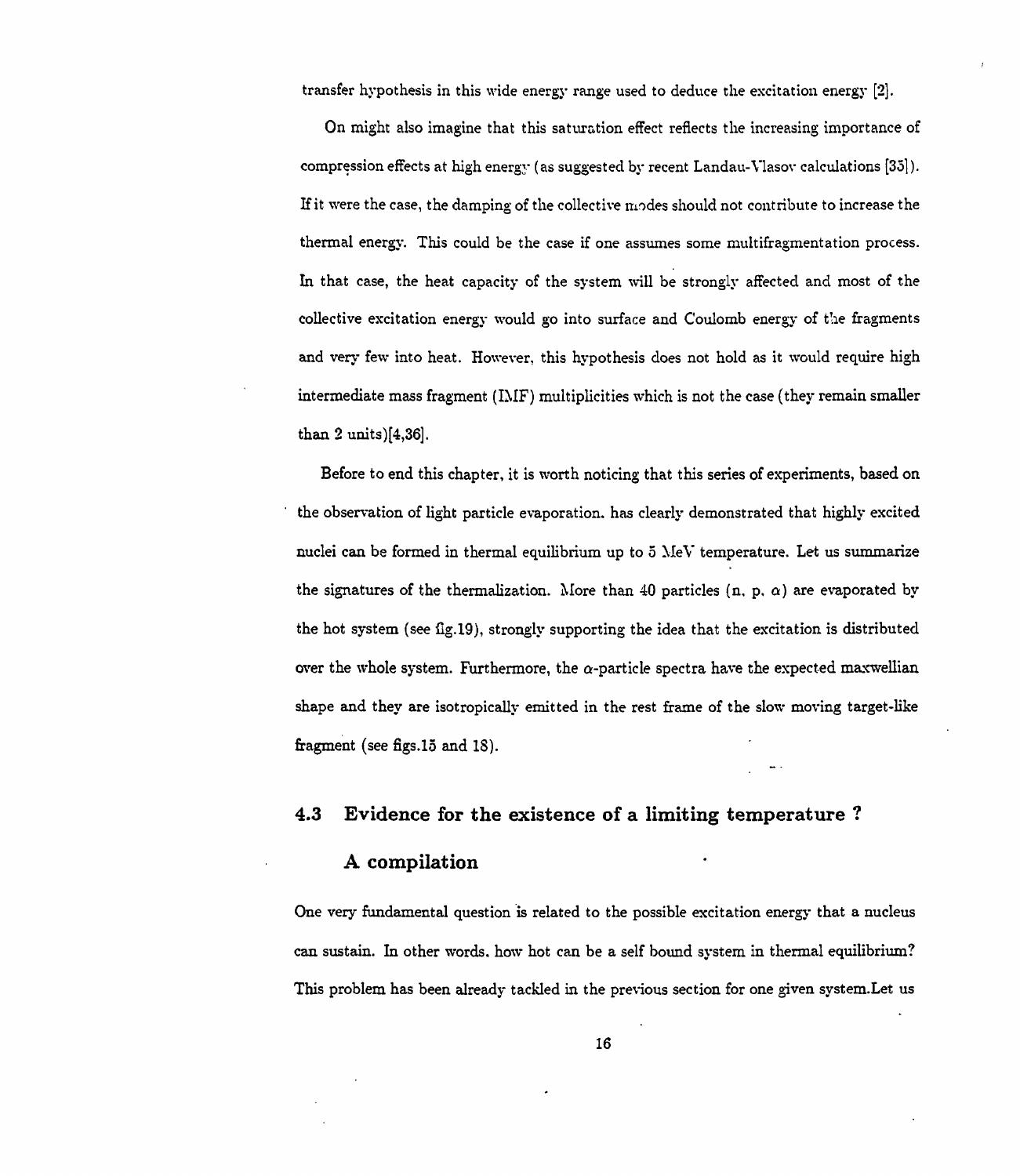transfer hypothesis in this wide energy range used to deduce the excitation energy [2].

On might also imagine that this saturation effect reflects the increasing importance of compression effects at high energy (as suggested by recent Landau-Vlasov calculations [35]). If it were the case, the damping of the collective modes should not contribute to increase the thermal energy. This could be the case if one assumes some multifragmentation process. In that case, the heat capacity of the system will be strongly affected and most of the collective excitation energy would go into surface and Coulomb energy of the fragments and very few into heat. However, this hypothesis does not hold as it would require high intermediate mass fragment (IMF) multiplicities which is not the case (they remain smaller than 2 units)[4,36].

Before to end this chapter, it is worth noticing that this series of experiments, based on the observation of light particle evaporation. has clearly demonstrated that highly excited nuclei can be formed in thermal equilibrium up to 5 MeV temperature. Let us summarize the signatures of the thermalization. More than 40 particles (n, p, $\alpha$) are evaporated by the hot system (see fig.19), strongly supporting the idea that the excitation is distributed over the whole system. Furthermore, the $\alpha$-particle spectra have the expected maxwellian shape and they are isotropically emitted in the rest frame of the slow moving target-like fragment (see figs.15 and 18).

## 4.3 Evidence for the existence of a limiting temperature ? A compilation

One very fundamental question is related to the possible excitation energy that a nucleus can sustain. In other words, how hot can be a self bound system in thermal equilibrium? This problem has been already tackled in the previous section for one given system.Let us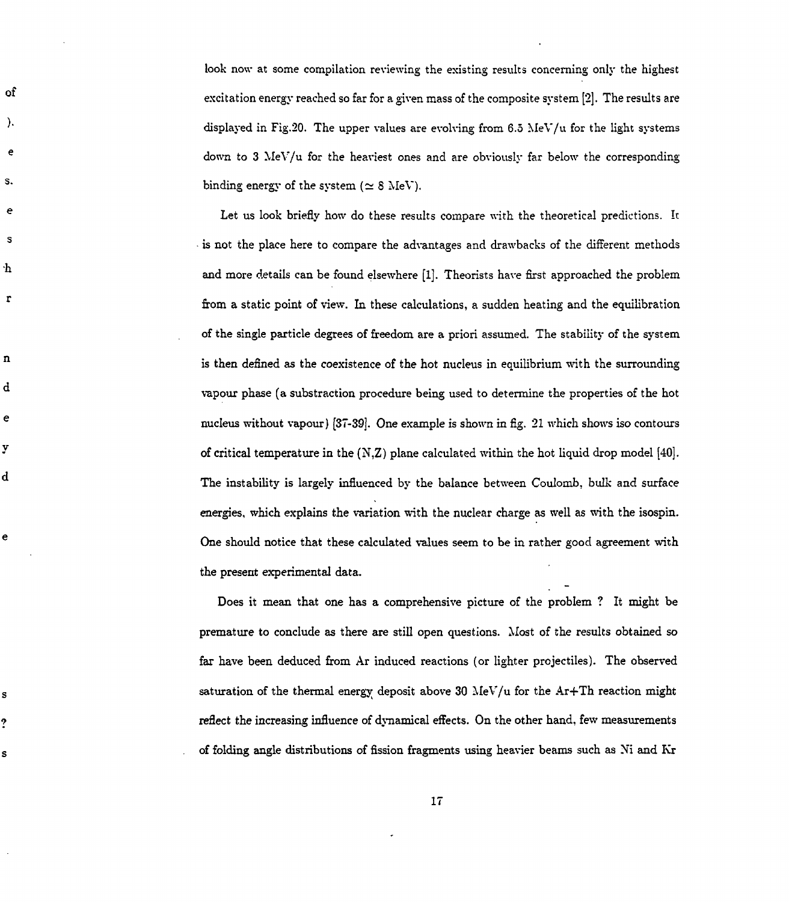look now at some compilation reviewing the existing results concerning only the highest excitation energy reached so far for a given mass of the composite system [2]. The results are displayed in Fig.20. The upper values are evolving from 6.5 MeV/u for the light systems down to 3 MeV/u for the heaviest ones and are obviously far below the corresponding binding energy of the system ($\simeq$ 8 MeV).

Let us look briefly how do these results compare with the theoretical predictions. It is not the place here to compare the advantages and drawbacks of the different methods and more details can be found elsewhere [1]. Theorists have first approached the problem from a static point of view. In these calculations, a sudden heating and the equilibration of the single particle degrees of freedom are a priori assumed. The stability of the system is then defined as the coexistence of the hot nucleus in equilibrium with the surrounding vapour phase (a substraction procedure being used to determine the properties of the hot nucleus without vapour) [37-39]. One example is shown in fig. 21 which shows iso contours of critical temperature in the (N,Z) plane calculated within the hot liquid drop model [40]. The instability is largely influenced by the balance between Coulomb, bulk and surface energies, which explains the variation with the nuclear charge as well as with the isospin. One should notice that these calculated values seem to be in rather good agreement with the present experimental data.

Does it mean that one has a comprehensive picture of the problem ? It might be premature to conclude as there are still open questions. Most of the results obtained so far have been deduced from Ar induced reactions (or lighter projectiles). The observed saturation of the thermal energy deposit above 30 MeV/u for the Ar+Th reaction might reflect the increasing influence of dynamical effects. On the other hand, few measurements of folding angle distributions of fission fragments using heavier beams such as Ni and Kr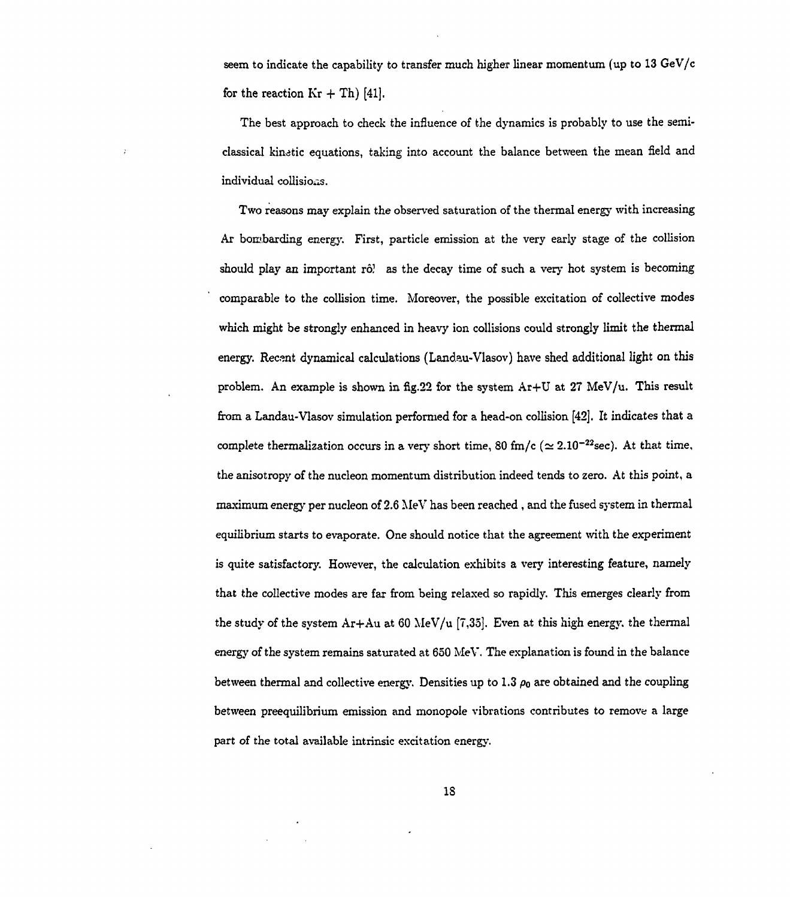seem to indicate the capability to transfer much higher linear momentum (up to 13 GeV/c for the reaction Kr + Th) [41].

The best approach to check the influence of the dynamics is probably to use the semi-classical kinetic equations, taking into account the balance between the mean field and individual collisions.

Two reasons may explain the observed saturation of the thermal energy with increasing Ar bombarding energy. First, particle emission at the very early stage of the collision should play an important rôle as the decay time of such a very hot system is becoming comparable to the collision time. Moreover, the possible excitation of collective modes which might be strongly enhanced in heavy ion collisions could strongly limit the thermal energy. Recent dynamical calculations (Landau-Vlasov) have shed additional light on this problem. An example is shown in fig.22 for the system Ar+U at 27 MeV/u. This result from a Landau-Vlasov simulation performed for a head-on collision [42]. It indicates that a complete thermalization occurs in a very short time, 80 fm/c ($\simeq 2.10^{-22}$sec). At that time, the anisotropy of the nucleon momentum distribution indeed tends to zero. At this point, a maximum energy per nucleon of 2.6 MeV has been reached , and the fused system in thermal equilibrium starts to evaporate. One should notice that the agreement with the experiment is quite satisfactory. However, the calculation exhibits a very interesting feature, namely that the collective modes are far from being relaxed so rapidly. This emerges clearly from the study of the system Ar+Au at 60 MeV/u [7,35]. Even at this high energy, the thermal energy of the system remains saturated at 650 MeV. The explanation is found in the balance between thermal and collective energy. Densities up to 1.3 $\rho_0$ are obtained and the coupling between preequilibrium emission and monopole vibrations contributes to remove a large part of the total available intrinsic excitation energy.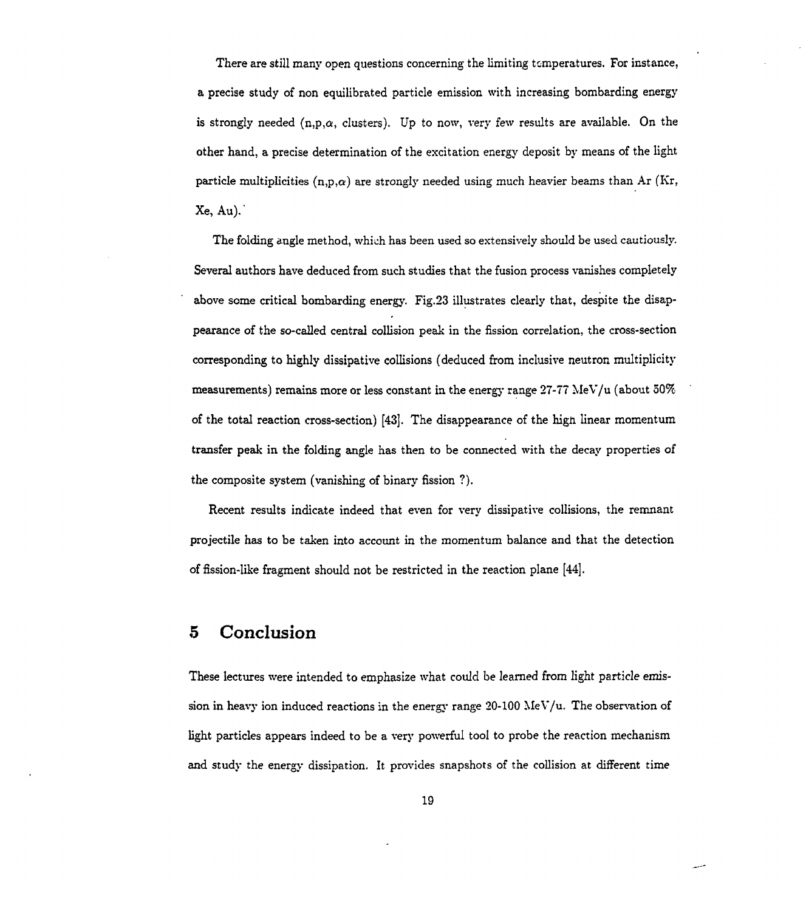There are still many open questions concerning the limiting temperatures. For instance, a precise study of non equilibrated particle emission with increasing bombarding energy is strongly needed (n,p,$\alpha$, clusters). Up to now, very few results are available. On the other hand, a precise determination of the excitation energy deposit by means of the light particle multiplicities (n,p,$\alpha$) are strongly needed using much heavier beams than Ar (Kr, Xe, Au).

The folding angle method, which has been used so extensively should be used cautiously. Several authors have deduced from such studies that the fusion process vanishes completely above some critical bombarding energy. Fig.23 illustrates clearly that, despite the disappearance of the so-called central collision peak in the fission correlation, the cross-section corresponding to highly dissipative collisions (deduced from inclusive neutron multiplicity measurements) remains more or less constant in the energy range 27-77 MeV/u (about 50% of the total reaction cross-section) [43]. The disappearance of the high linear momentum transfer peak in the folding angle has then to be connected with the decay properties of the composite system (vanishing of binary fission ?).

Recent results indicate indeed that even for very dissipative collisions, the remnant projectile has to be taken into account in the momentum balance and that the detection of fission-like fragment should not be restricted in the reaction plane [44].

# 5 Conclusion

These lectures were intended to emphasize what could be learned from light particle emission in heavy ion induced reactions in the energy range 20-100 MeV/u. The observation of light particles appears indeed to be a very powerful tool to probe the reaction mechanism and study the energy dissipation. It provides snapshots of the collision at different time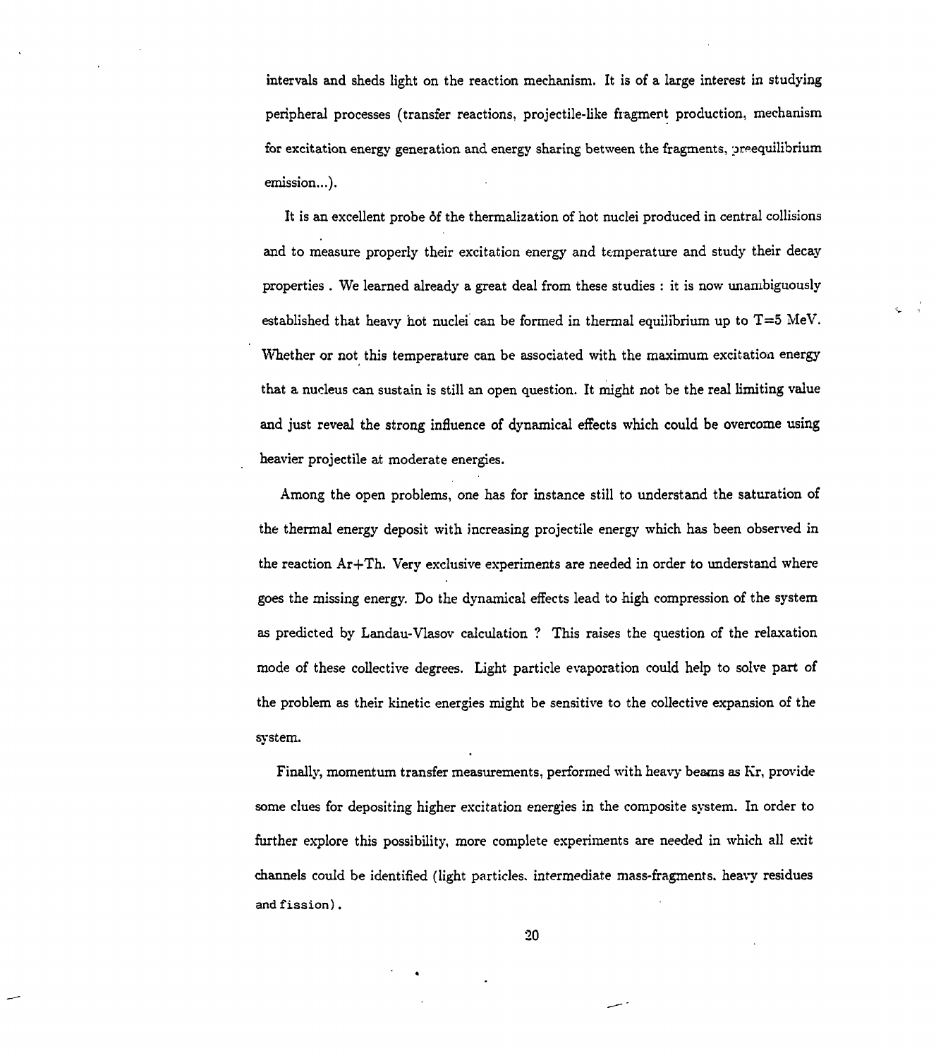intervals and sheds light on the reaction mechanism. It is of a large interest in studying peripheral processes (transfer reactions, projectile-like fragment production, mechanism for excitation energy generation and energy sharing between the fragments, preequilibrium emission...).

It is an excellent probe of the thermalization of hot nuclei produced in central collisions and to measure properly their excitation energy and temperature and study their decay properties . We learned already a great deal from these studies : it is now unambiguously established that heavy hot nuclei can be formed in thermal equilibrium up to T=5 MeV. Whether or not this temperature can be associated with the maximum excitation energy that a nucleus can sustain is still an open question. It might not be the real limiting value and just reveal the strong influence of dynamical effects which could be overcome using heavier projectile at moderate energies.

Among the open problems, one has for instance still to understand the saturation of the thermal energy deposit with increasing projectile energy which has been observed in the reaction Ar+Th. Very exclusive experiments are needed in order to understand where goes the missing energy. Do the dynamical effects lead to high compression of the system as predicted by Landau-Vlasov calculation ? This raises the question of the relaxation mode of these collective degrees. Light particle evaporation could help to solve part of the problem as their kinetic energies might be sensitive to the collective expansion of the system.

Finally, momentum transfer measurements, performed with heavy beams as Kr, provide some clues for depositing higher excitation energies in the composite system. In order to further explore this possibility, more complete experiments are needed in which all exit channels could be identified (light particles. intermediate mass-fragments. heavy residues and fission).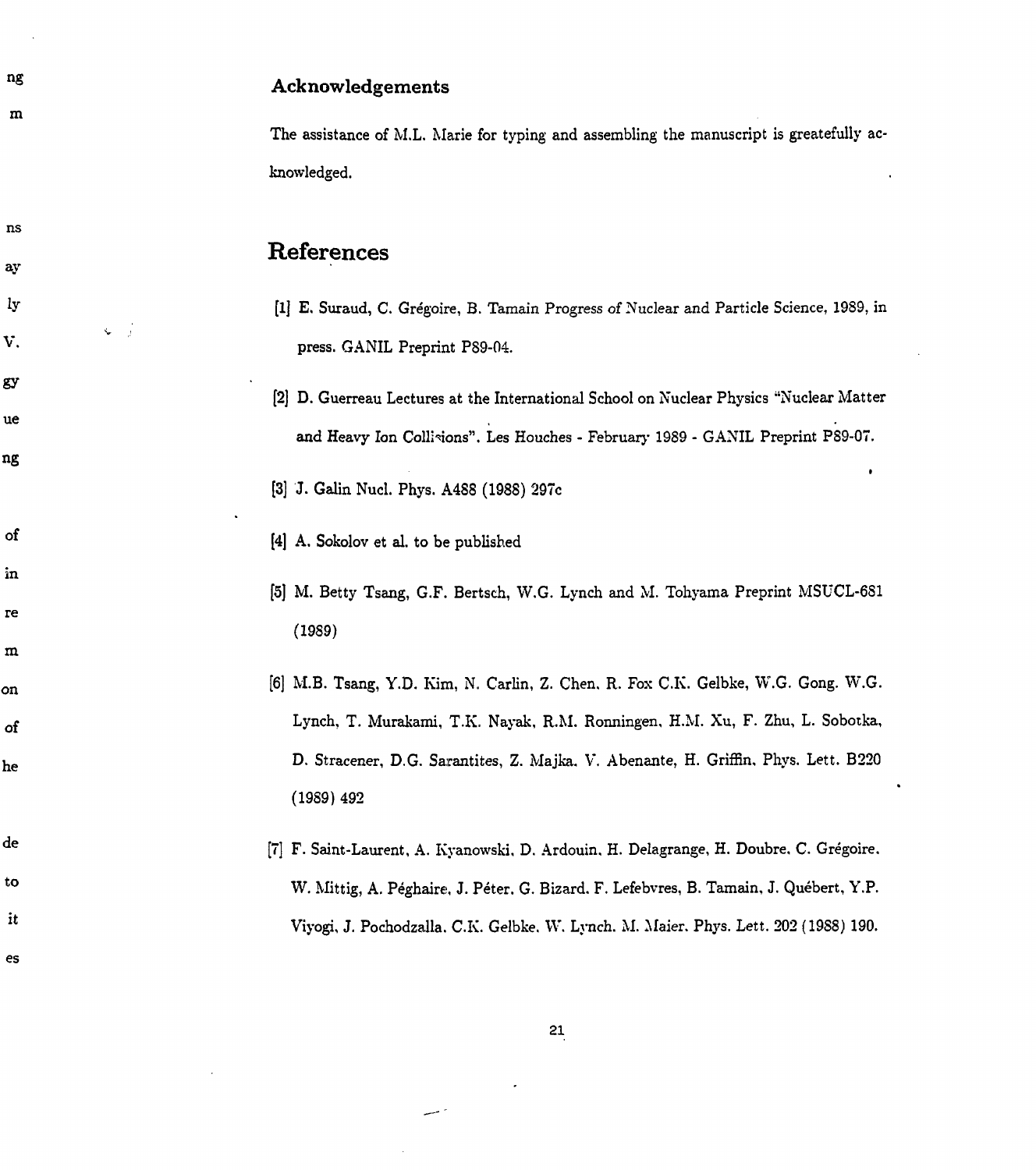## Acknowledgements

The assistance of M.L. Marie for typing and assembling the manuscript is greatefully acknowledged.

# References

[1] E. Suraud, C. Grégoire, B. Tamain Progress of Nuclear and Particle Science, 1989, in press. GANIL Preprint P89-04.

[2] D. Guerreau Lectures at the International School on Nuclear Physics "Nuclear Matter and Heavy Ion Collisions". Les Houches - February 1989 - GANIL Preprint P89-07.

[3] J. Galin Nucl. Phys. A488 (1988) 297c

[4] A. Sokolov et al. to be published

[5] M. Betty Tsang, G.F. Bertsch, W.G. Lynch and M. Tohyama Preprint MSUCL-681 (1989)

[6] M.B. Tsang, Y.D. Kim, N. Carlin, Z. Chen, R. Fox C.K. Gelbke, W.G. Gong. W.G. Lynch, T. Murakami, T.K. Nayak, R.M. Ronningen, H.M. Xu, F. Zhu, L. Sobotka, D. Stracener, D.G. Sarantites, Z. Majka. V. Abenante, H. Griffin, Phys. Lett. B220 (1989) 492

[7] F. Saint-Laurent, A. Kyanowski, D. Ardouin, H. Delagrange, H. Doubre, C. Grégoire, W. Mittig, A. Péghaire, J. Péter, G. Bizard, F. Lefebvres, B. Tamain, J. Québert, Y.P. Viyogi, J. Pochodzalla, C.K. Gelbke, W. Lynch, M. Maier. Phys. Lett. 202 (1988) 190.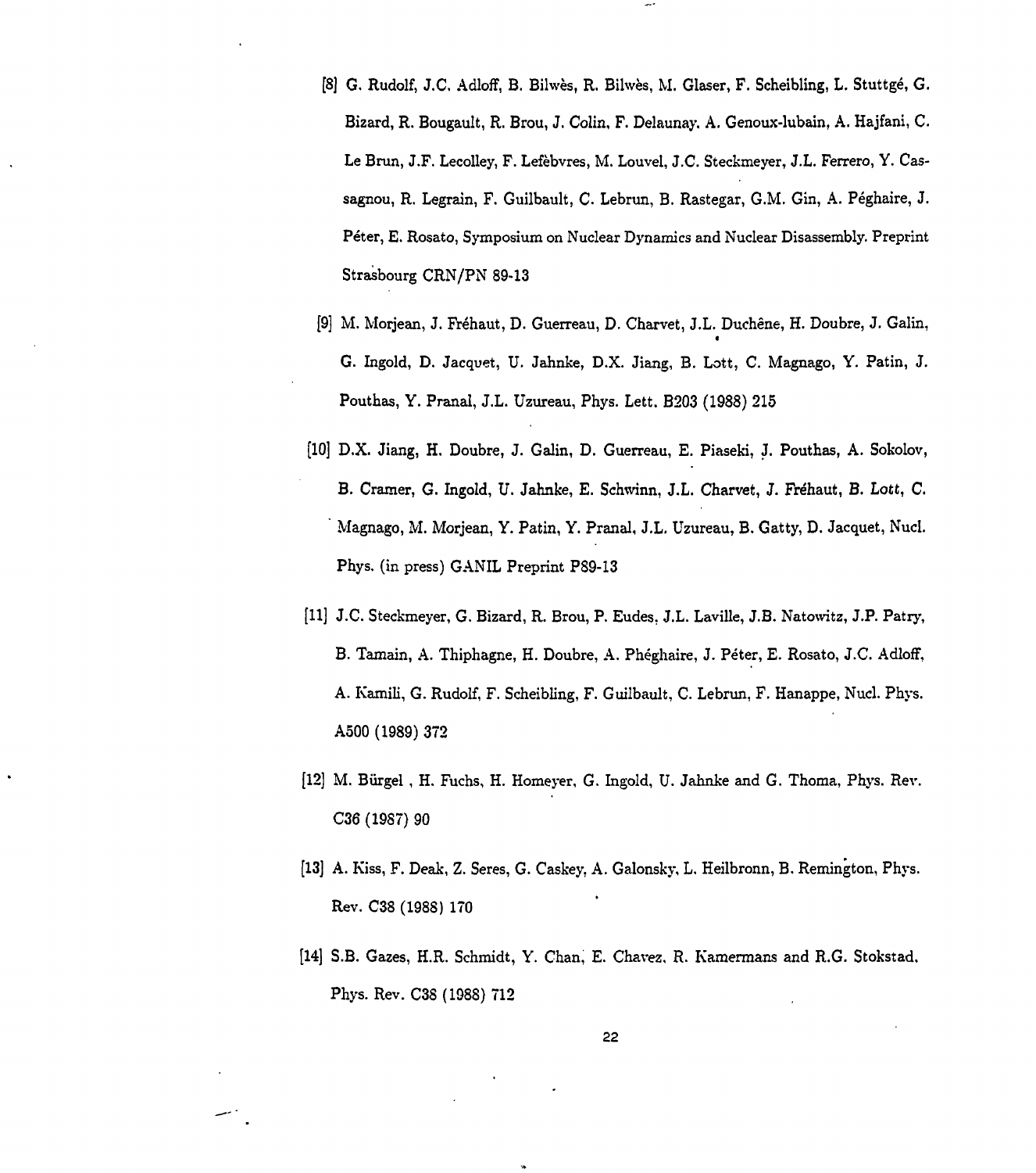[8] G. Rudolf, J.C. Adloff, B. Bilwès, R. Bilwès, M. Glaser, F. Scheibling, L. Stuttgé, G. Bizard, R. Bougault, R. Brou, J. Colin, F. Delaunay, A. Genoux-lubain, A. Hajfani, C. Le Brun, J.F. Lecolley, F. Lefèbvres, M. Louvel, J.C. Steckmeyer, J.L. Ferrero, Y. Cassagnou, R. Legrain, F. Guilbault, C. Lebrun, B. Rastegar, G.M. Gin, A. Péghaire, J. Péter, E. Rosato, Symposium on Nuclear Dynamics and Nuclear Disassembly. Preprint Strasbourg CRN/PN 89-13

[9] M. Morjean, J. Fréhaut, D. Guerreau, D. Charvet, J.L. Duchêne, H. Doubre, J. Galin, G. Ingold, D. Jacquet, U. Jahnke, D.X. Jiang, B. Lott, C. Magnago, Y. Patin, J. Pouthas, Y. Pranal, J.L. Uzureau, Phys. Lett. B203 (1988) 215

[10] D.X. Jiang, H. Doubre, J. Galin, D. Guerreau, E. Piaseki, J. Pouthas, A. Sokolov, B. Cramer, G. Ingold, U. Jahnke, E. Schwinn, J.L. Charvet, J. Fréhaut, B. Lott, C. Magnago, M. Morjean, Y. Patin, Y. Pranal, J.L. Uzureau, B. Gatty, D. Jacquet, Nucl. Phys. (in press) GANIL Preprint P89-13

[11] J.C. Steckmeyer, G. Bizard, R. Brou, P. Eudes, J.L. Laville, J.B. Natowitz, J.P. Patry, B. Tamain, A. Thiphagne, H. Doubre, A. Phéghaire, J. Péter, E. Rosato, J.C. Adloff, A. Kamili, G. Rudolf, F. Scheibling, F. Guilbault, C. Lebrun, F. Hanappe, Nucl. Phys. A500 (1989) 372

[12] M. Bürgel , H. Fuchs, H. Homeyer, G. Ingold, U. Jahnke and G. Thoma, Phys. Rev. C36 (1987) 90

[13] A. Kiss, F. Deak, Z. Seres, G. Caskey, A. Galonsky, L. Heilbronn, B. Remington, Phys. Rev. C38 (1988) 170

[14] S.B. Gazes, H.R. Schmidt, Y. Chan, E. Chavez, R. Kamermans and R.G. Stokstad, Phys. Rev. C38 (1988) 712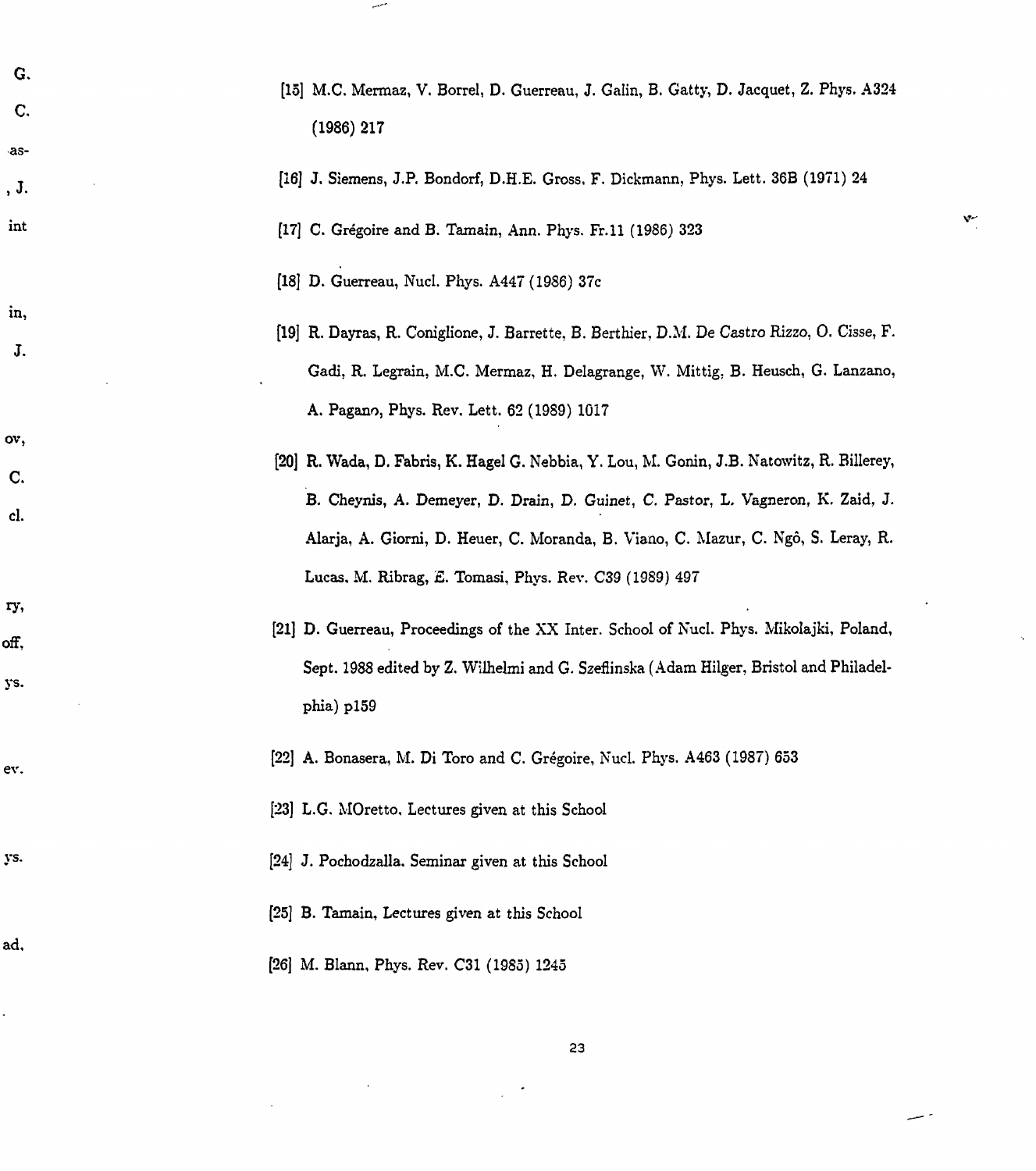[15] M.C. Mermaz, V. Borrel, D. Guerreau, J. Galin, B. Gatty, D. Jacquet, Z. Phys. A324 (1986) 217

[16] J. Siemens, J.P. Bondorf, D.H.E. Gross, F. Dickmann, Phys. Lett. 36B (1971) 24

[17] C. Grégoire and B. Tamain, Ann. Phys. Fr.11 (1986) 323

[18] D. Guerreau, Nucl. Phys. A447 (1986) 37c

[19] R. Dayras, R. Coniglione, J. Barrette, B. Berthier, D.M. De Castro Rizzo, O. Cisse, F. Gadi, R. Legrain, M.C. Mermaz, H. Delagrange, W. Mittig, B. Heusch, G. Lanzano, A. Pagano, Phys. Rev. Lett. 62 (1989) 1017

[20] R. Wada, D. Fabris, K. Hagel G. Nebbia, Y. Lou, M. Gonin, J.B. Natowitz, R. Billerey, B. Cheynis, A. Demeyer, D. Drain, D. Guinet, C. Pastor, L. Vagneron, K. Zaid, J. Alarja, A. Giorni, D. Heuer, C. Moranda, B. Viano, C. Mazur, C. Ngô, S. Leray, R. Lucas, M. Ribrag, E. Tomasi, Phys. Rev. C39 (1989) 497

[21] D. Guerreau, Proceedings of the XX Inter. School of Nucl. Phys. Mikolajki, Poland, Sept. 1988 edited by Z. Wilhelmi and G. Szeflinska (Adam Hilger, Bristol and Philadelphia) p159

[22] A. Bonasera, M. Di Toro and C. Grégoire, Nucl. Phys. A463 (1987) 653

[23] L.G. MOretto, Lectures given at this School

[24] J. Pochodzalla, Seminar given at this School

[25] B. Tamain, Lectures given at this School

[26] M. Blann, Phys. Rev. C31 (1985) 1245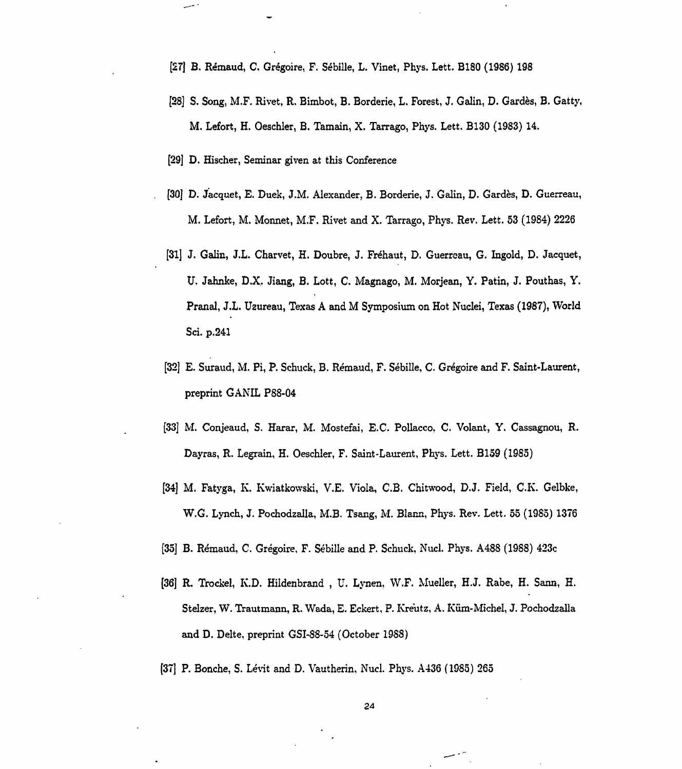[27] B. Rémaud, C. Grégoire, F. Sébille, L. Vinet, Phys. Lett. B180 (1986) 198

[28] S. Song, M.F. Rivet, R. Bimbot, B. Borderie, L. Forest, J. Galin, D. Gardès, B. Gatty, M. Lefort, H. Oeschler, B. Tamain, X. Tarrago, Phys. Lett. B130 (1983) 14.

[29] D. Hischer, Seminar given at this Conference

[30] D. Jacquet, E. Duek, J.M. Alexander, B. Borderie, J. Galin, D. Gardès, D. Guerreau, M. Lefort, M. Monnet, M.F. Rivet and X. Tarrago, Phys. Rev. Lett. 53 (1984) 2226

[31] J. Galin, J.L. Charvet, H. Doubre, J. Fréhaut, D. Guerreau, G. Ingold, D. Jacquet, U. Jahnke, D.X. Jiang, B. Lott, C. Magnago, M. Morjean, Y. Patin, J. Pouthas, Y. Pranal, J.L. Uzureau, Texas A and M Symposium on Hot Nuclei, Texas (1987), World Sci. p.241

[32] E. Suraud, M. Pi, P. Schuck, B. Rémaud, F. Sébille, C. Grégoire and F. Saint-Laurent, preprint GANIL P88-04

[33] M. Conjeaud, S. Harar, M. Mostefai, E.C. Pollacco, C. Volant, Y. Cassagnou, R. Dayras, R. Legrain, H. Oeschler, F. Saint-Laurent, Phys. Lett. B159 (1985)

[34] M. Fatyga, K. Kwiatkowski, V.E. Viola, C.B. Chitwood, D.J. Field, C.K. Gelbke, W.G. Lynch, J. Pochodzalla, M.B. Tsang, M. Blann, Phys. Rev. Lett. 55 (1985) 1376

[35] B. Rémaud, C. Grégoire, F. Sébille and P. Schuck, Nucl. Phys. A488 (1988) 423c

[36] R. Trockel, K.D. Hildenbrand , U. Lynen, W.F. Mueller, H.J. Rabe, H. Sann, H. Stelzer, W. Trautmann, R. Wada, E. Eckert, P. Kreutz, A. Küm-Michel, J. Pochodzalla and D. Delte, preprint GSI-88-54 (October 1988)

[37] P. Bonche, S. Lévit and D. Vautherin, Nucl. Phys. A436 (1985) 265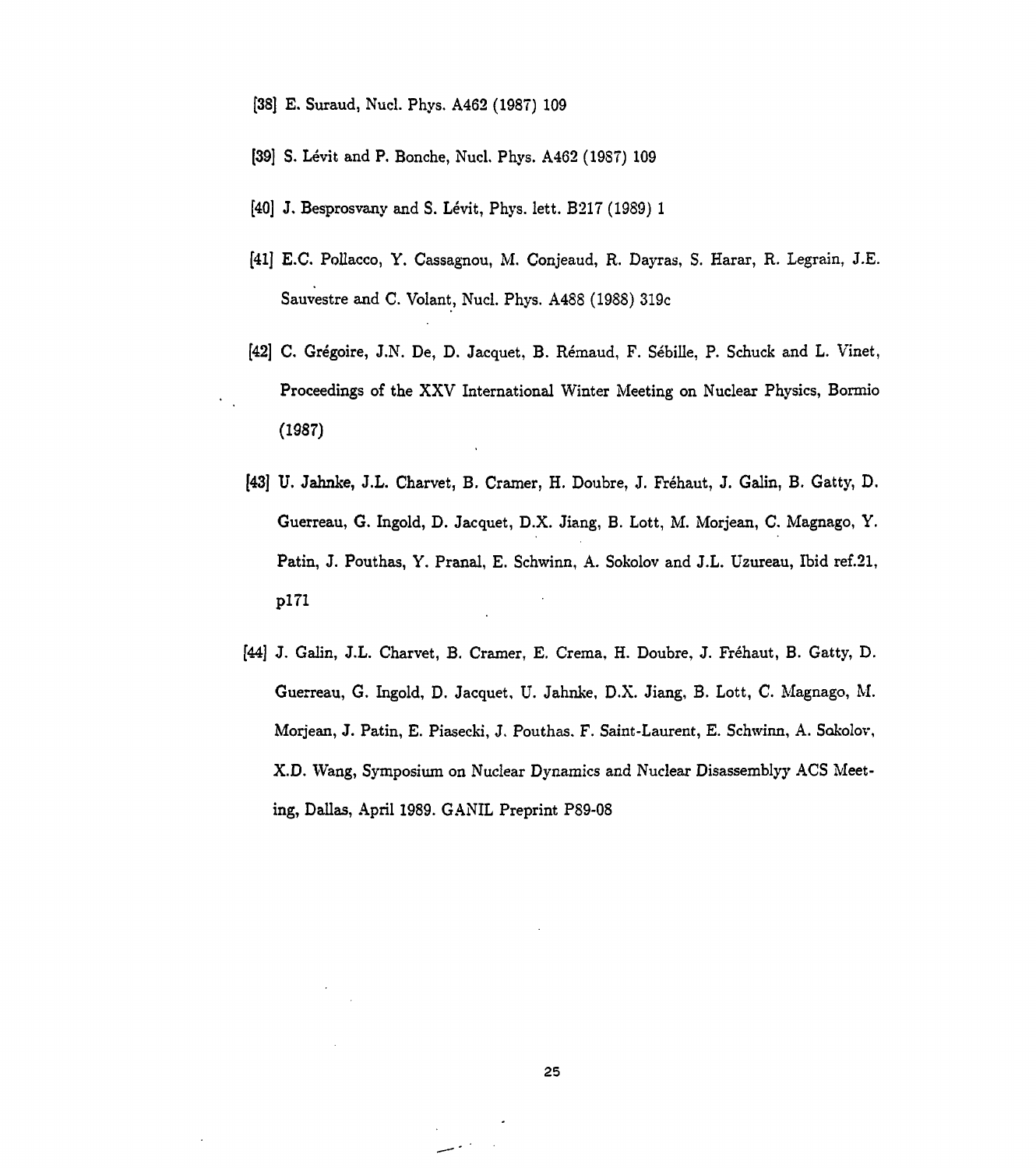[38] E. Suraud, Nucl. Phys. A462 (1987) 109

[39] S. Lévit and P. Bonche, Nucl. Phys. A462 (1987) 109

[40] J. Besprosvany and S. Lévit, Phys. lett. B217 (1989) 1

[41] E.C. Pollacco, Y. Cassagnou, M. Conjeaud, R. Dayras, S. Harar, R. Legrain, J.E. Sauvestre and C. Volant, Nucl. Phys. A488 (1988) 319c

[42] C. Grégoire, J.N. De, D. Jacquet, B. Rémaud, F. Sébille, P. Schuck and L. Vinet, Proceedings of the XXV International Winter Meeting on Nuclear Physics, Bormio (1987)

[43] U. Jahnke, J.L. Charvet, B. Cramer, H. Doubre, J. Fréhaut, J. Galin, B. Gatty, D. Guerreau, G. Ingold, D. Jacquet, D.X. Jiang, B. Lott, M. Morjean, C. Magnago, Y. Patin, J. Pouthas, Y. Pranal, E. Schwinn, A. Sokolov and J.L. Uzureau, Ibid ref.21, p171

[44] J. Galin, J.L. Charvet, B. Cramer, E. Crema, H. Doubre, J. Fréhaut, B. Gatty, D. Guerreau, G. Ingold, D. Jacquet, U. Jahnke, D.X. Jiang, B. Lott, C. Magnago, M. Morjean, J. Patin, E. Piasecki, J. Pouthas, F. Saint-Laurent, E. Schwinn, A. Sokolov, X.D. Wang, Symposium on Nuclear Dynamics and Nuclear Disassemblyy ACS Meeting, Dallas, April 1989. GANIL Preprint P89-08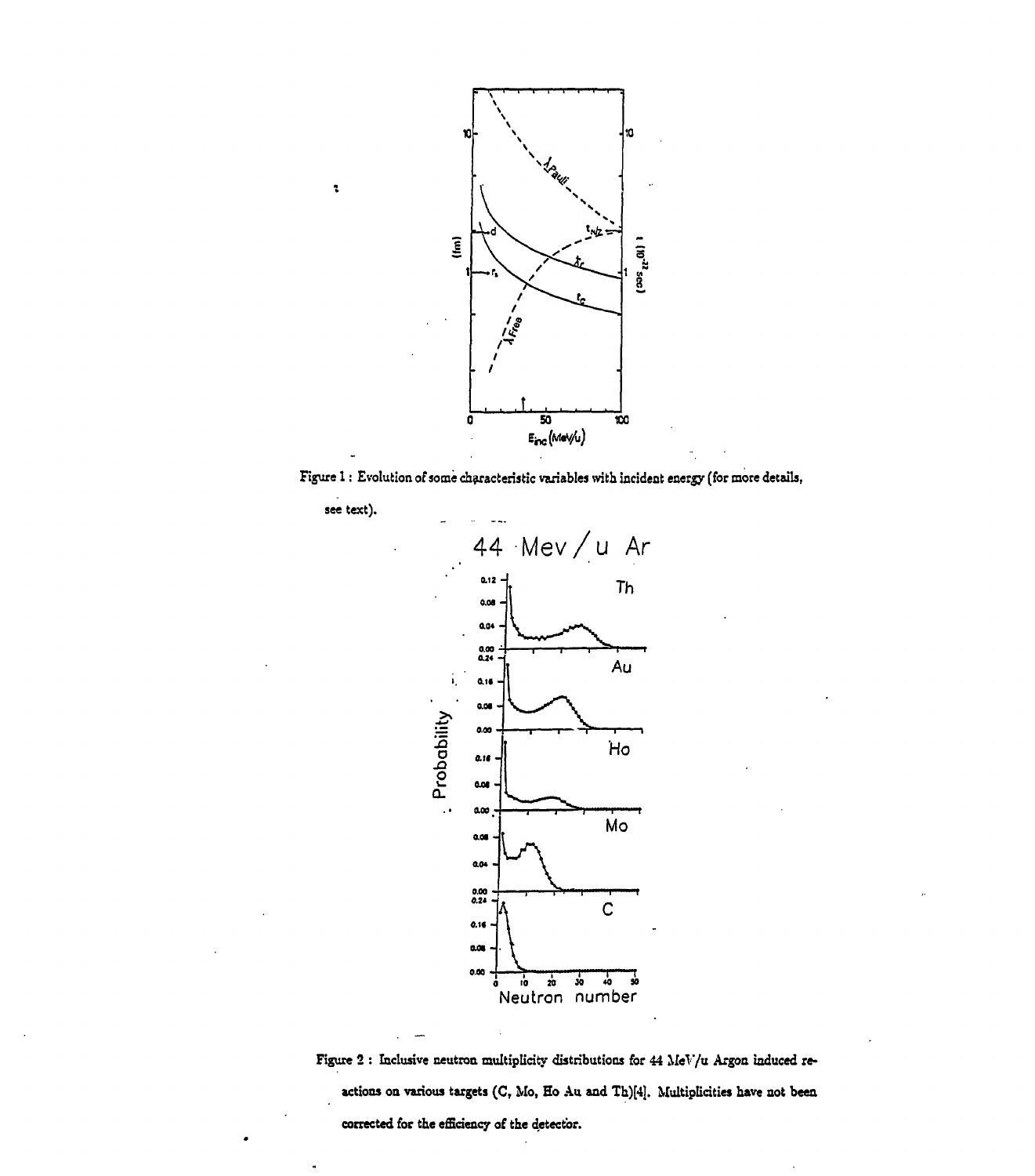Figure 1 : Evolution of some characteristic variables with incident energy (for more details, see text).

Figure 2 : Inclusive neutron multiplicity distributions for 44 MeV/u Argon induced reactions on various targets (C, Mo, Ho Au and Th)[4]. Multiplicities have not been corrected for the efficiency of the detector.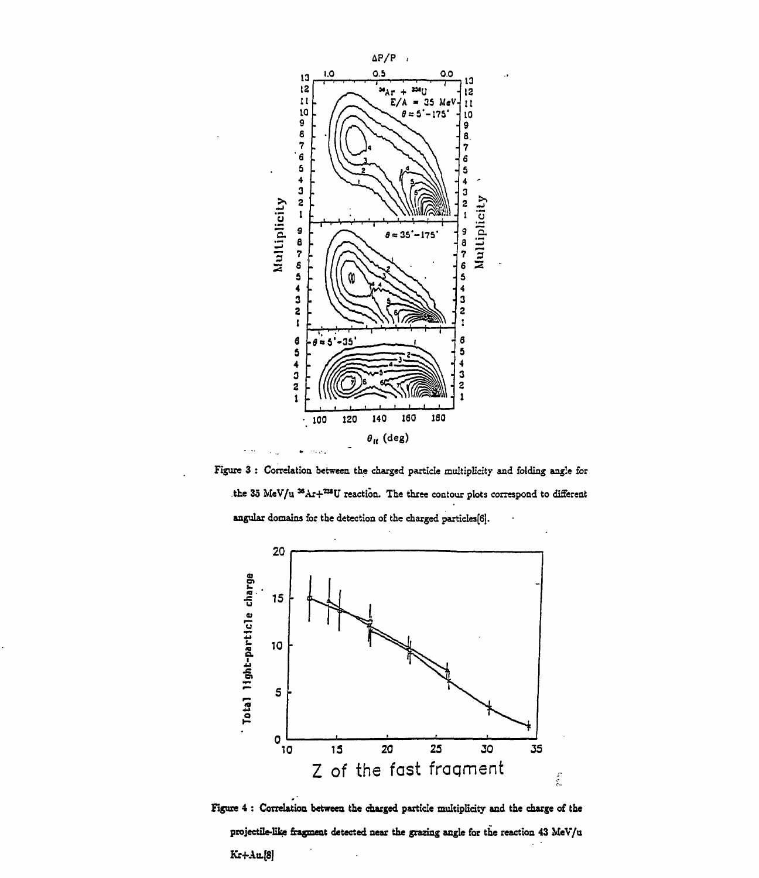Figure 3 : Correlation between the charged particle multiplicity and folding angle for the 35 MeV/u $^{36}Ar+^{238}U$ reaction. The three contour plots correspond to different angular domains for the detection of the charged particles[6].

Figure 4 : Correlation between the charged particle multiplicity and the charge of the projectile-like fragment detected near the grazing angle for the reaction 43 MeV/u Kr+Au.[8]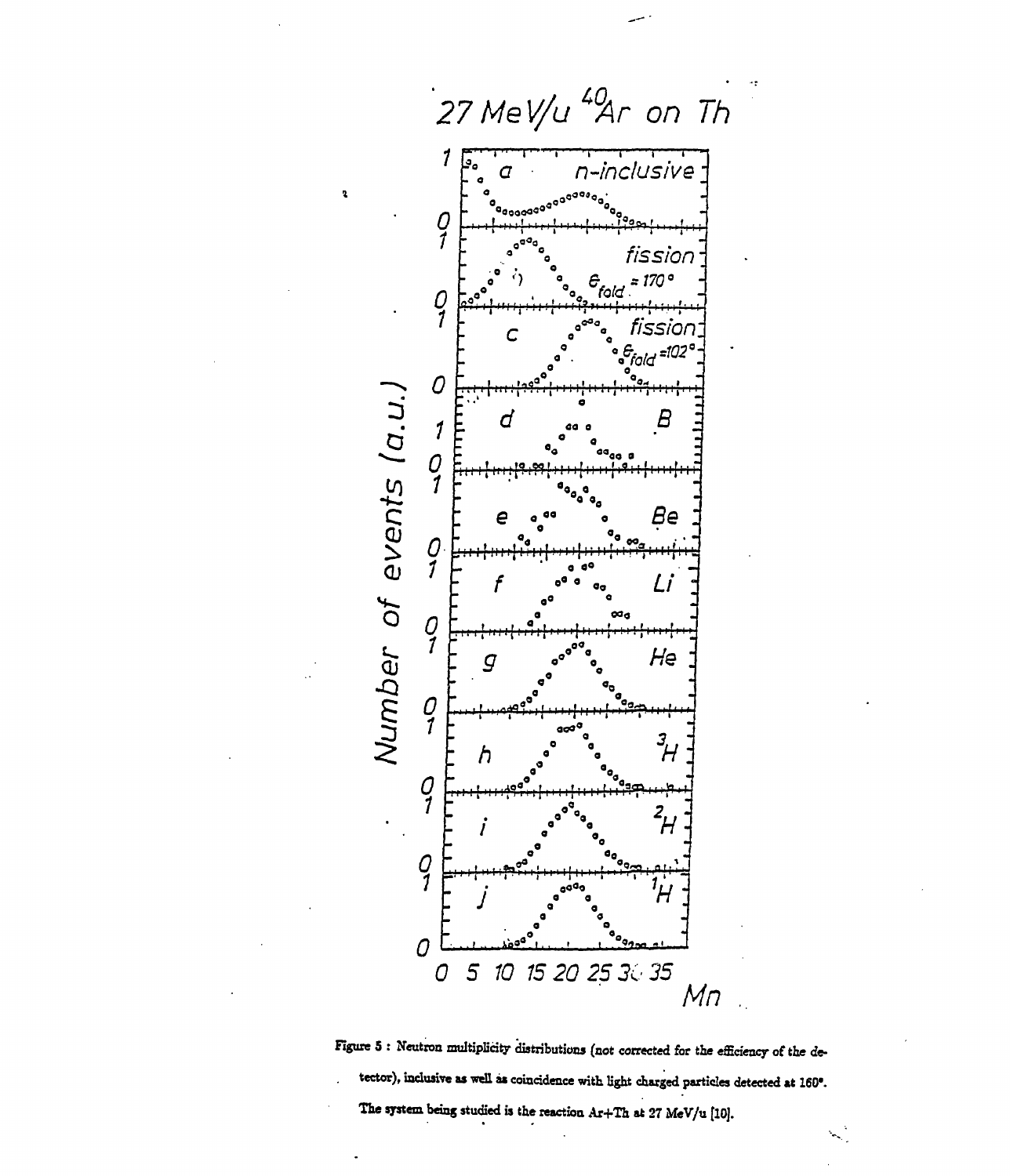Figure 5 : Neutron multiplicity distributions (not corrected for the efficiency of the detector), inclusive as well as coincidence with light charged particles detected at 160°. The system being studied is the reaction Ar+Th at 27 MeV/u [10].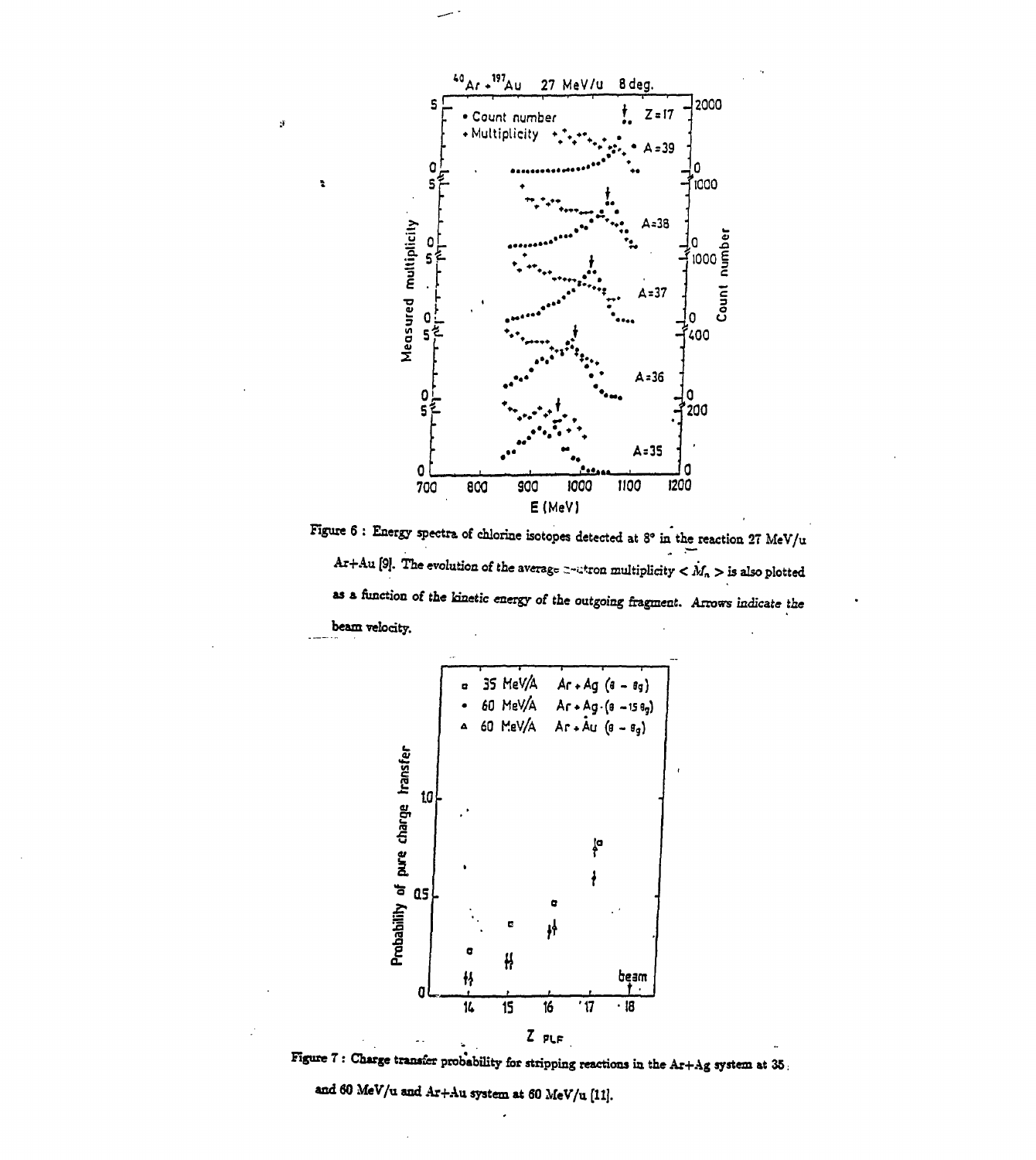Figure 6 : Energy spectra of chlorine isotopes detected at 8° in the reaction 27 MeV/u Ar+Au [9]. The evolution of the average neutron multiplicity $< M_n >$ is also plotted as a function of the kinetic energy of the outgoing fragment. *Arrows indicate the beam velocity.*

Figure 7 : Charge transfer probability for stripping reactions in the Ar+Ag system at 35 and 60 MeV/u and Ar+Au system at 60 MeV/u [11].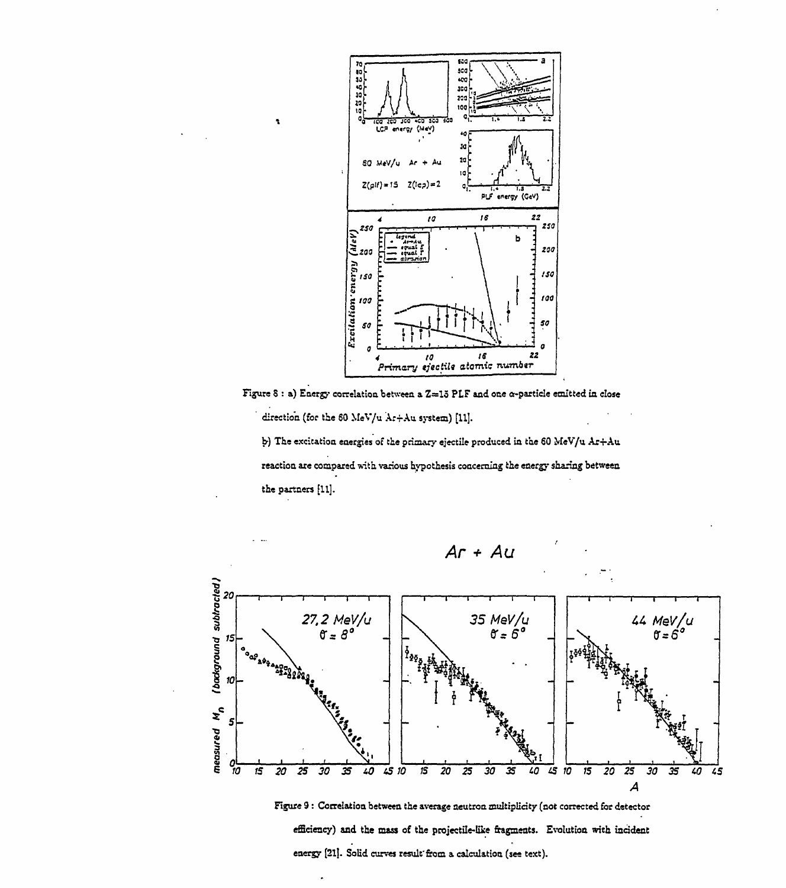Figure 8 : a) Energy correlation between a Z=15 PLF and one α-particle emitted in close direction (for the 60 MeV/u Ar+Au system) [11].

b) The excitation energies of the primary ejectile produced in the 60 MeV/u Ar+Au reaction are compared with various hypothesis concerning the energy sharing between the partners [11].

Figure 9 : Correlation between the average neutron multiplicity (not corrected for detector efficiency) and the mass of the projectile-like fragments. Evolution with incident energy [21]. Solid curves result from a calculation (see text).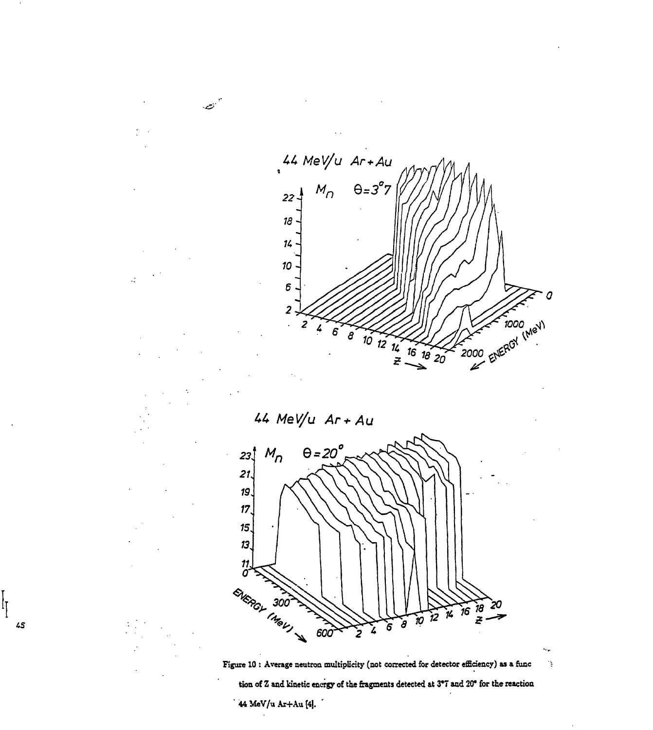Figure 10 : Average neutron multiplicity (not corrected for detector efficiency) as a function of Z and kinetic energy of the fragments detected at 3°7 and 20° for the reaction 44 MeV/u Ar+Au [4].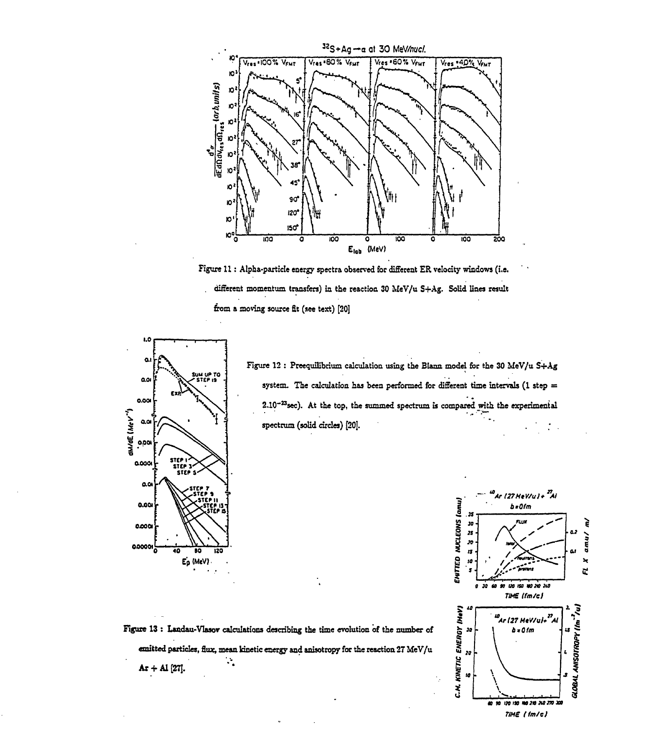Figure 11 : Alpha-particle energy spectra observed for different ER velocity windows (i.e. different momentum transfers) in the reaction 30 MeV/u S+Ag. Solid lines result from a moving source fit (see text) [20]

Figure 12 : Preequilibrium calculation using the Blann model for the 30 MeV/u S+Ag system. The calculation has been performed for different time intervals (1 step = $2.10^{-23}$sec). At the top, the summed spectrum is compared with the experimental spectrum (solid circles) [20].

Figure 13 : Landau-Vlasov calculations describing the time evolution of the number of emitted particles, flux, mean kinetic energy and anisotropy for the reaction 27 MeV/u Ar + Al [27].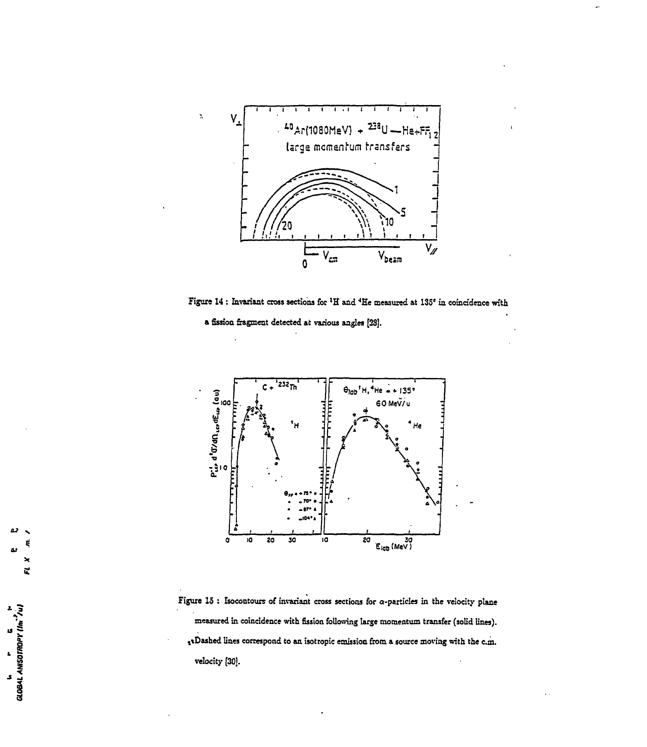Figure 14 : Invariant cross sections for $^1$H and $^4$He measured at 135° in coincidence with a fission fragment detected at various angles [28].

Figure 15 : Isocontours of invariant cross sections for $\alpha$-particles in the velocity plane measured in coincidence with fission following large momentum transfer (solid lines). Dashed lines correspond to an isotropic emission from a source moving with the c.m. velocity [30].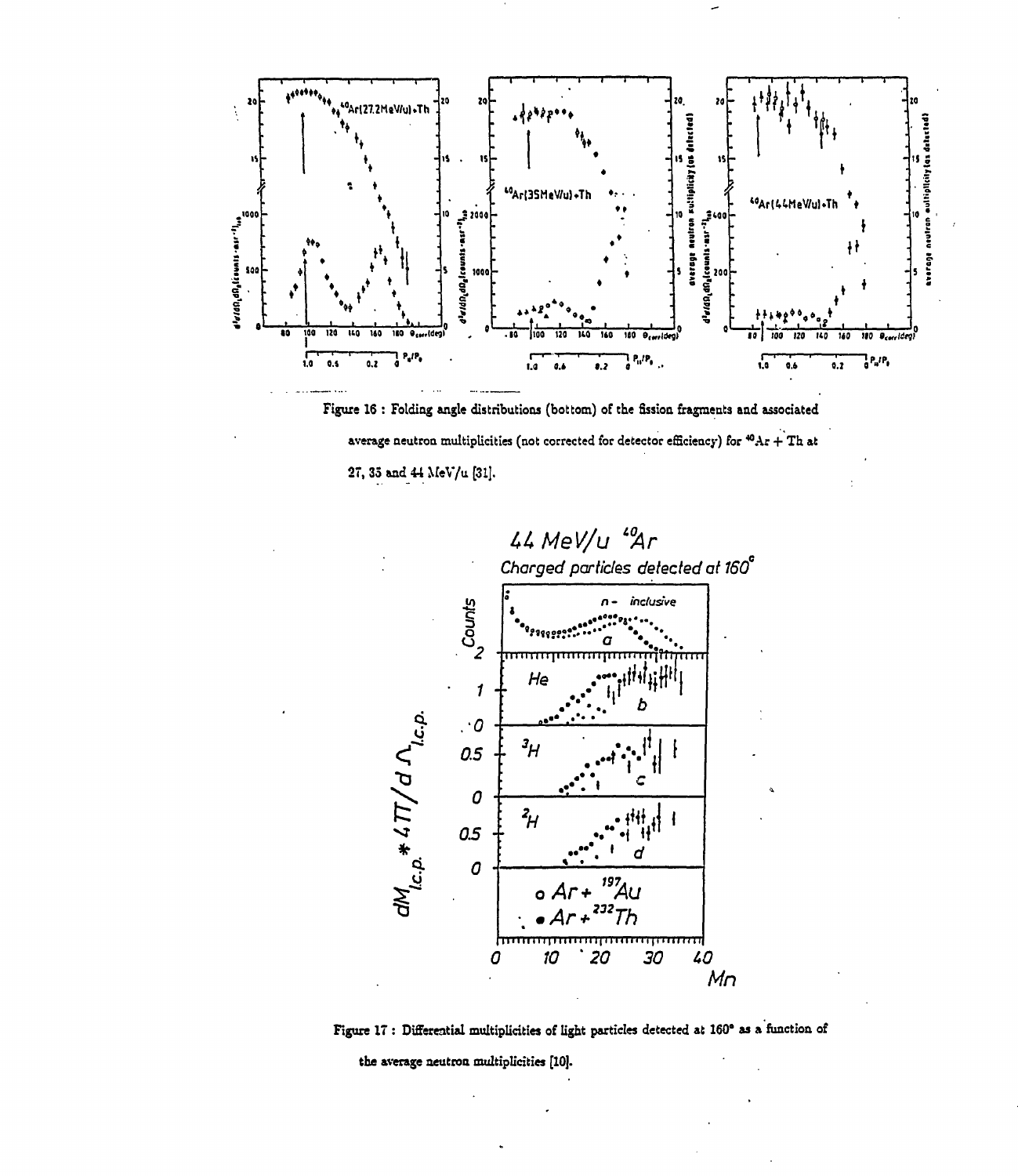Figure 16 : Folding angle distributions (bottom) of the fission fragments and associated average neutron multiplicities (not corrected for detector efficiency) for $^{40}Ar$ + Th at 27, 35 and 44 MeV/u [31].

Figure 17 : Differential multiplicities of light particles detected at 160° as a function of the average neutron multiplicities [10].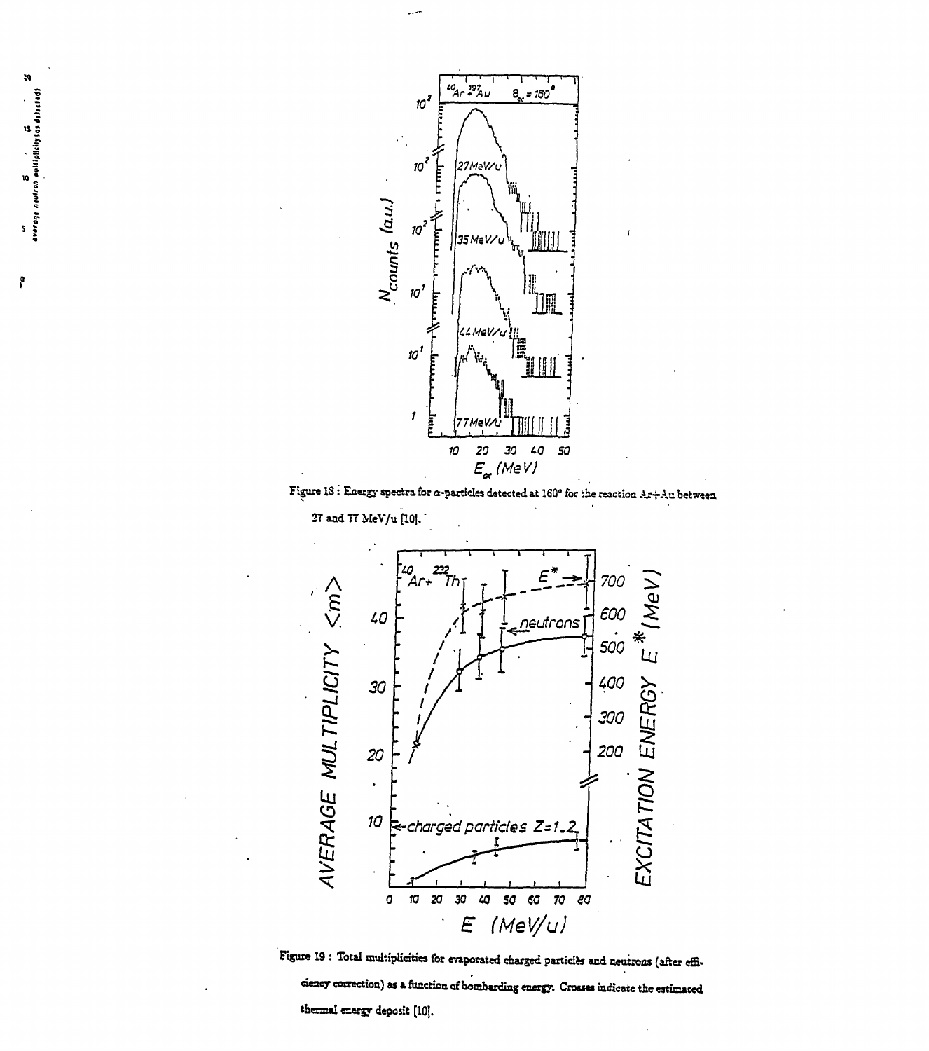Figure 18 : Energy spectra for α-particles detected at 160° for the reaction Ar+Au between 27 and 77 MeV/u [10].

Figure 19 : Total multiplicities for evaporated charged particles and neutrons (after efficiency correction) as a function of bombarding energy. Crosses indicate the estimated thermal energy deposit [10].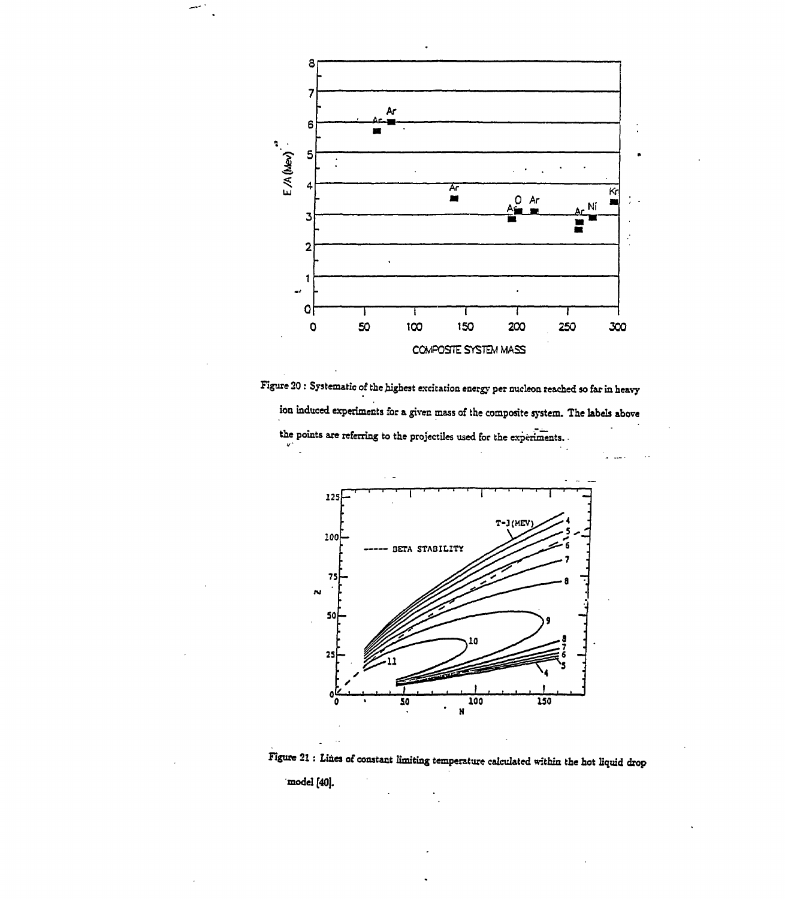Figure 20 : Systematic of the highest excitation energy per nucleon reached so far in heavy ion induced experiments for a given mass of the composite system. The labels above the points are referring to the projectiles used for the experiments.

Figure 21 : Lines of constant limiting temperature calculated within the hot liquid drop model [40].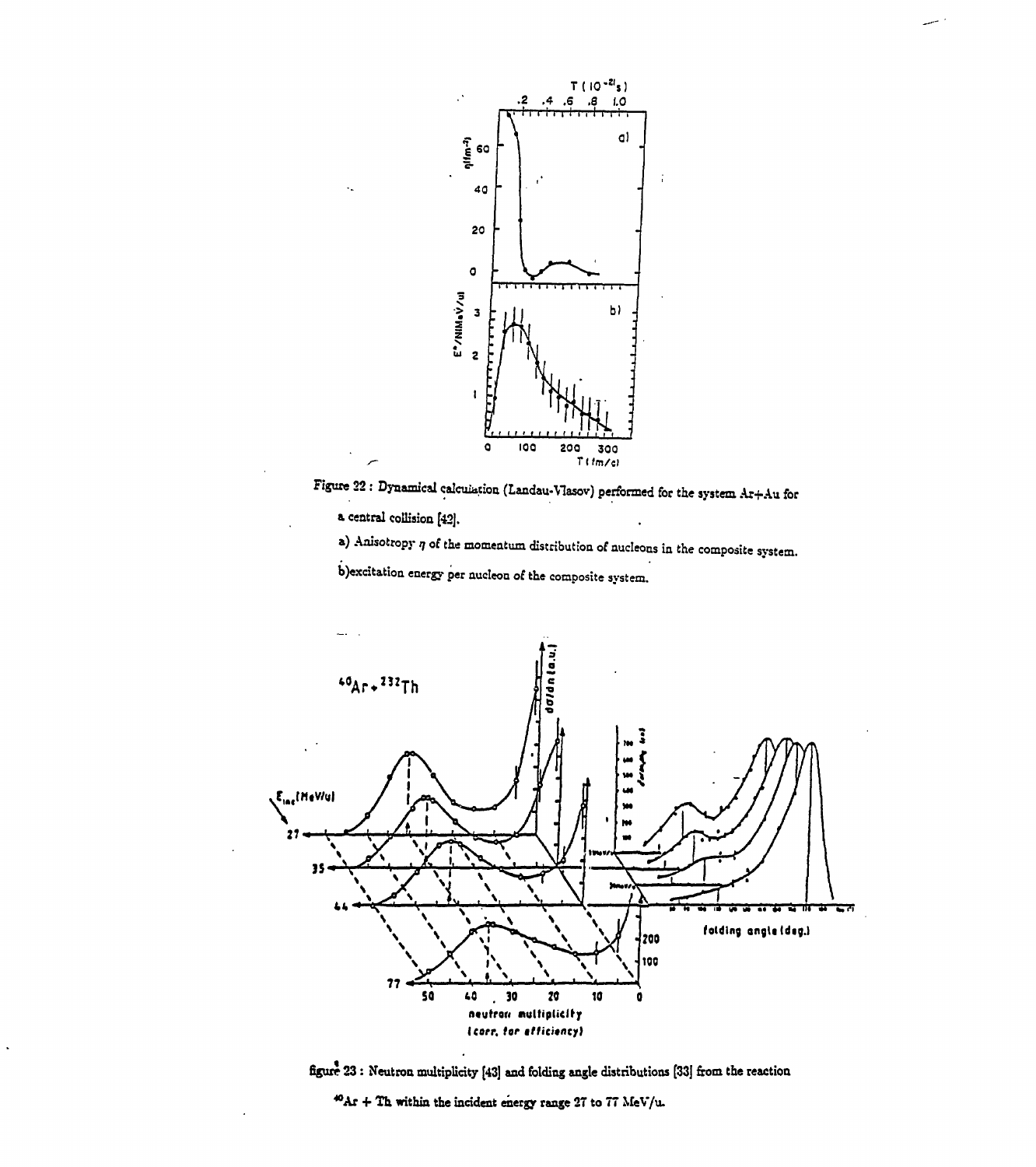T ($10^{-21}$s)

.2 .4 .6 .8 1.0

a)

$\eta$(fm$^{-2}$)

60

40

20

0

b)

E*/N(MeV/u)

3

2

1

0 100 200 300

T (fm/c)

Figure 22 : Dynamical calculation (Landau-Vlasov) performed for the system Ar+Au for a central collision [42].

a) Anisotropy $\eta$ of the momentum distribution of nucleons in the composite system.

b) excitation energy per nucleon of the composite system.

$^{40}$Ar+$^{232}$Th

$E_{inc}$(MeV/u)

27

35

44

77

d$\sigma$/dn (a.u.)

200

100

50 40 30 20 10 0

neutron multiplicity (corr. for efficiency)

folding angle (deg.)

figure 23 : Neutron multiplicity [43] and folding angle distributions [33] from the reaction $^{40}$Ar + Th within the incident energy range 27 to 77 MeV/u.